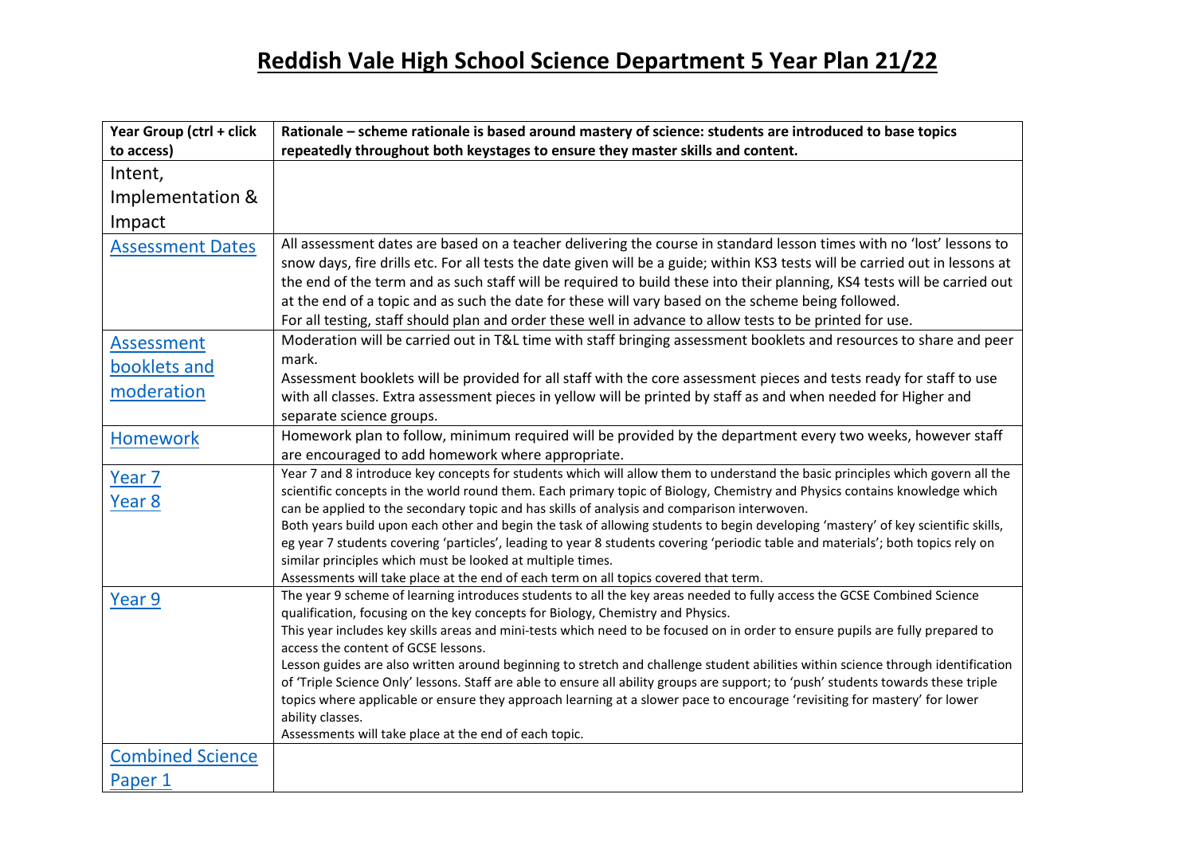# Reddish Vale High School Science Department 5 Year Plan 21/22

| Year Group (ctrl + click to access) | Rationale – scheme rationale is based around mastery of science: students are introduced to base topics repeatedly throughout both keystages to ensure they master skills and content. |
|---|---|
| Intent, Implementation & Impact | |
| Assessment Dates | All assessment dates are based on a teacher delivering the course in standard lesson times with no 'lost' lessons to snow days, fire drills etc. For all tests the date given will be a guide; within KS3 tests will be carried out in lessons at the end of the term and as such staff will be required to build these into their planning, KS4 tests will be carried out at the end of a topic and as such the date for these will vary based on the scheme being followed.<br>For all testing, staff should plan and order these well in advance to allow tests to be printed for use. |
| Assessment booklets and moderation | Moderation will be carried out in T&L time with staff bringing assessment booklets and resources to share and peer mark.<br>Assessment booklets will be provided for all staff with the core assessment pieces and tests ready for staff to use with all classes. Extra assessment pieces in yellow will be printed by staff as and when needed for Higher and separate science groups. |
| Homework | Homework plan to follow, minimum required will be provided by the department every two weeks, however staff are encouraged to add homework where appropriate. |
| Year 7<br>Year 8 | Year 7 and 8 introduce key concepts for students which will allow them to understand the basic principles which govern all the scientific concepts in the world round them. Each primary topic of Biology, Chemistry and Physics contains knowledge which can be applied to the secondary topic and has skills of analysis and comparison interwoven.<br>Both years build upon each other and begin the task of allowing students to begin developing 'mastery' of key scientific skills, eg year 7 students covering 'particles', leading to year 8 students covering 'periodic table and materials'; both topics rely on similar principles which must be looked at multiple times.<br>Assessments will take place at the end of each term on all topics covered that term. |
| Year 9 | The year 9 scheme of learning introduces students to all the key areas needed to fully access the GCSE Combined Science qualification, focusing on the key concepts for Biology, Chemistry and Physics.<br>This year includes key skills areas and mini-tests which need to be focused on in order to ensure pupils are fully prepared to access the content of GCSE lessons.<br>Lesson guides are also written around beginning to stretch and challenge student abilities within science through identification of 'Triple Science Only' lessons. Staff are able to ensure all ability groups are support; to 'push' students towards these triple topics where applicable or ensure they approach learning at a slower pace to encourage 'revisiting for mastery' for lower ability classes.<br>Assessments will take place at the end of each topic. |
| Combined Science Paper 1 | |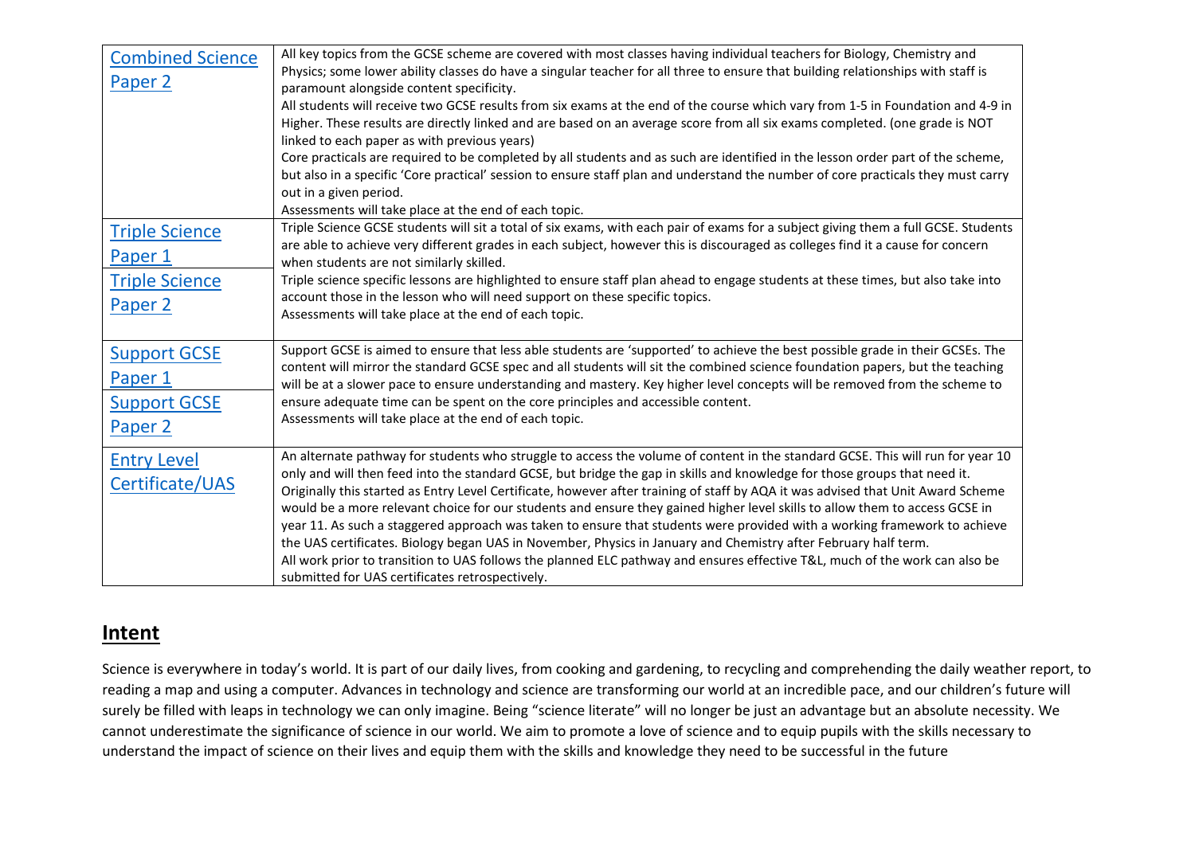| | |
|---|---|
| [Combined Science Paper 2]() | All key topics from the GCSE scheme are covered with most classes having individual teachers for Biology, Chemistry and Physics; some lower ability classes do have a singular teacher for all three to ensure that building relationships with staff is paramount alongside content specificity.<br>All students will receive two GCSE results from six exams at the end of the course which vary from 1-5 in Foundation and 4-9 in Higher. These results are directly linked and are based on an average score from all six exams completed. (one grade is NOT linked to each paper as with previous years)<br>Core practicals are required to be completed by all students and as such are identified in the lesson order part of the scheme, but also in a specific 'Core practical' session to ensure staff plan and understand the number of core practicals they must carry out in a given period.<br>Assessments will take place at the end of each topic. |
| [Triple Science Paper 1]()<br>[Triple Science Paper 2]() | Triple Science GCSE students will sit a total of six exams, with each pair of exams for a subject giving them a full GCSE. Students are able to achieve very different grades in each subject, however this is discouraged as colleges find it a cause for concern when students are not similarly skilled.<br>Triple science specific lessons are highlighted to ensure staff plan ahead to engage students at these times, but also take into account those in the lesson who will need support on these specific topics.<br>Assessments will take place at the end of each topic. |
| [Support GCSE Paper 1]()<br>[Support GCSE Paper 2]() | Support GCSE is aimed to ensure that less able students are 'supported' to achieve the best possible grade in their GCSEs. The content will mirror the standard GCSE spec and all students will sit the combined science foundation papers, but the teaching will be at a slower pace to ensure understanding and mastery. Key higher level concepts will be removed from the scheme to ensure adequate time can be spent on the core principles and accessible content.<br>Assessments will take place at the end of each topic. |
| [Entry Level Certificate/UAS]() | An alternate pathway for students who struggle to access the volume of content in the standard GCSE. This will run for year 10 only and will then feed into the standard GCSE, but bridge the gap in skills and knowledge for those groups that need it.<br>Originally this started as Entry Level Certificate, however after training of staff by AQA it was advised that Unit Award Scheme would be a more relevant choice for our students and ensure they gained higher level skills to allow them to access GCSE in year 11. As such a staggered approach was taken to ensure that students were provided with a working framework to achieve the UAS certificates. Biology began UAS in November, Physics in January and Chemistry after February half term.<br>All work prior to transition to UAS follows the planned ELC pathway and ensures effective T&L, much of the work can also be submitted for UAS certificates retrospectively. |

## Intent

Science is everywhere in today's world. It is part of our daily lives, from cooking and gardening, to recycling and comprehending the daily weather report, to reading a map and using a computer. Advances in technology and science are transforming our world at an incredible pace, and our children's future will surely be filled with leaps in technology we can only imagine. Being "science literate" will no longer be just an advantage but an absolute necessity. We cannot underestimate the significance of science in our world. We aim to promote a love of science and to equip pupils with the skills necessary to understand the impact of science on their lives and equip them with the skills and knowledge they need to be successful in the future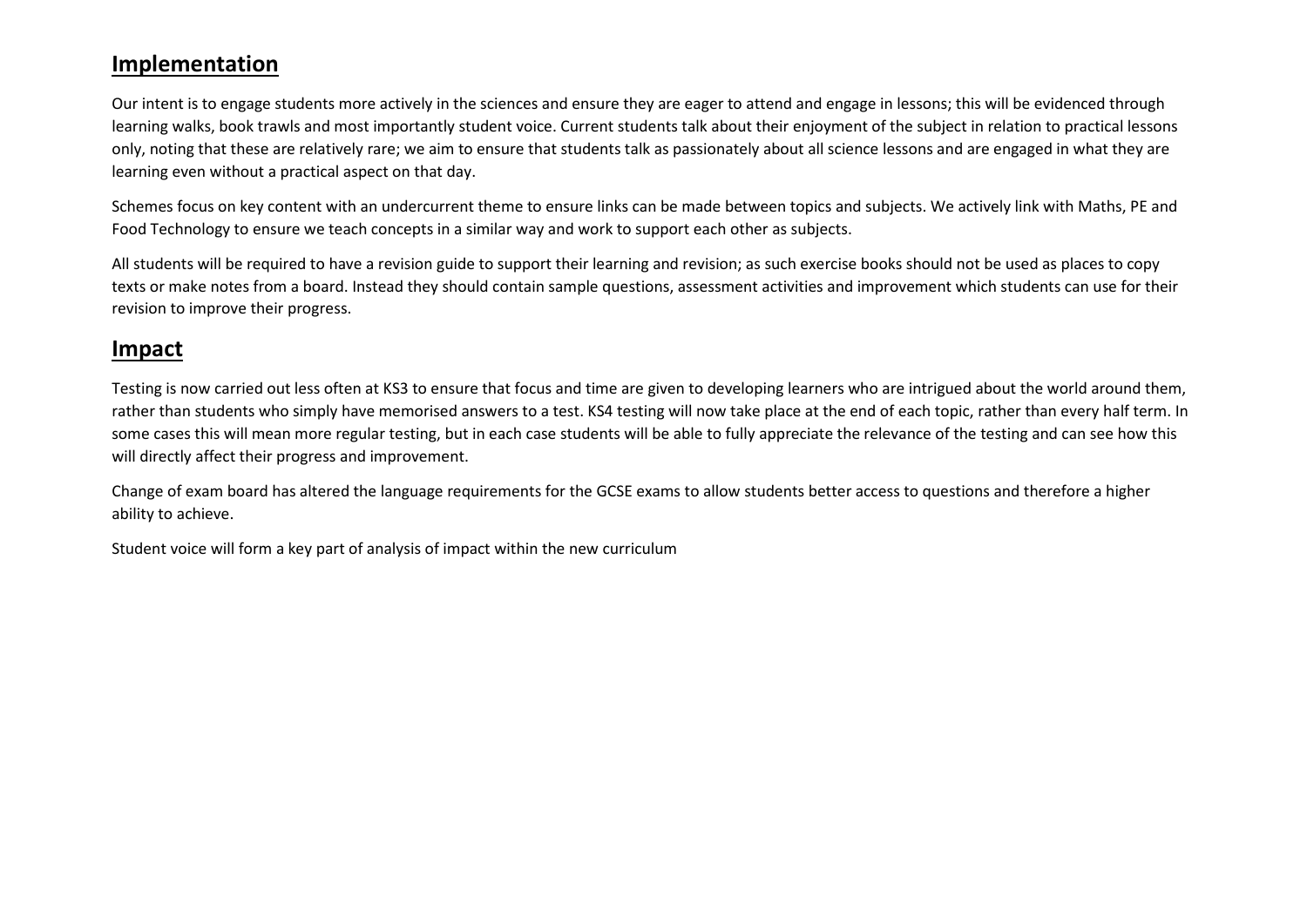## Implementation

Our intent is to engage students more actively in the sciences and ensure they are eager to attend and engage in lessons; this will be evidenced through learning walks, book trawls and most importantly student voice. Current students talk about their enjoyment of the subject in relation to practical lessons only, noting that these are relatively rare; we aim to ensure that students talk as passionately about all science lessons and are engaged in what they are learning even without a practical aspect on that day.

Schemes focus on key content with an undercurrent theme to ensure links can be made between topics and subjects. We actively link with Maths, PE and Food Technology to ensure we teach concepts in a similar way and work to support each other as subjects.

All students will be required to have a revision guide to support their learning and revision; as such exercise books should not be used as places to copy texts or make notes from a board. Instead they should contain sample questions, assessment activities and improvement which students can use for their revision to improve their progress.

## Impact

Testing is now carried out less often at KS3 to ensure that focus and time are given to developing learners who are intrigued about the world around them, rather than students who simply have memorised answers to a test. KS4 testing will now take place at the end of each topic, rather than every half term. In some cases this will mean more regular testing, but in each case students will be able to fully appreciate the relevance of the testing and can see how this will directly affect their progress and improvement.

Change of exam board has altered the language requirements for the GCSE exams to allow students better access to questions and therefore a higher ability to achieve.

Student voice will form a key part of analysis of impact within the new curriculum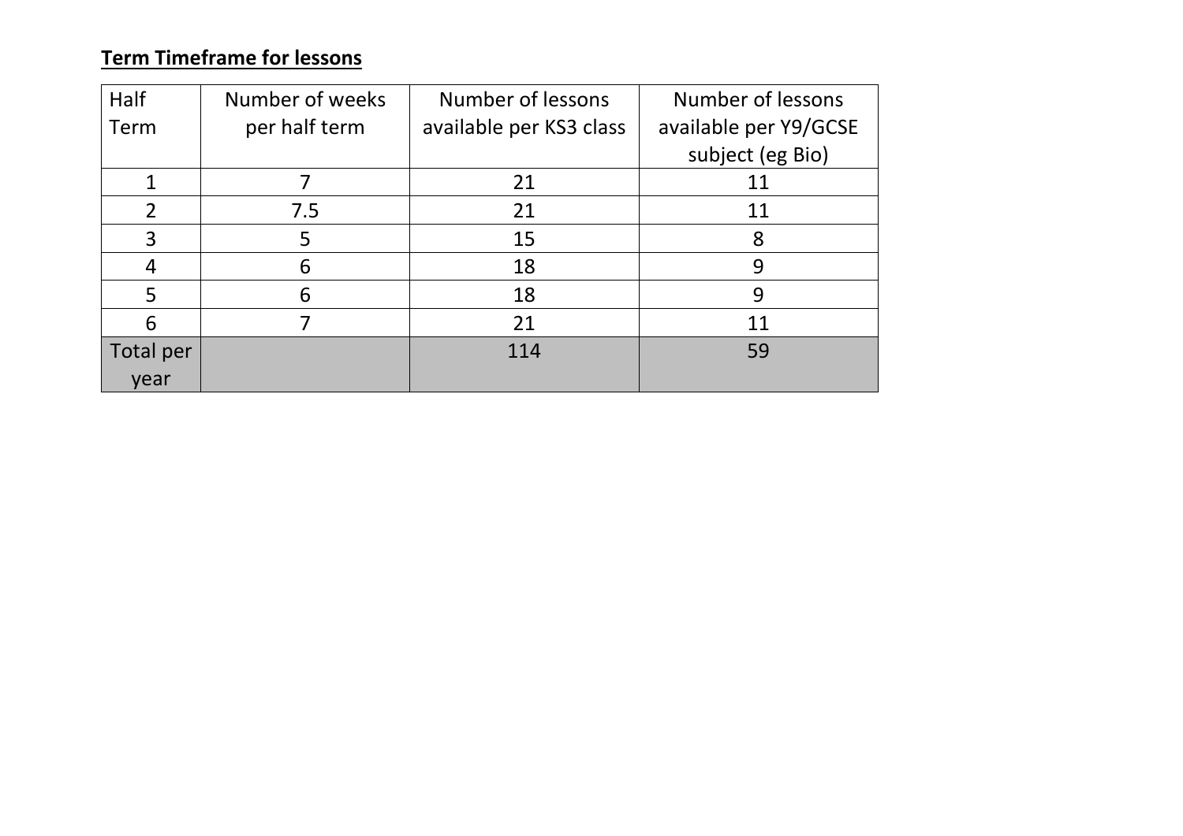**Term Timeframe for lessons**

| Half Term | Number of weeks per half term | Number of lessons available per KS3 class | Number of lessons available per Y9/GCSE subject (eg Bio) |
|---|---|---|---|
| 1 | 7 | 21 | 11 |
| 2 | 7.5 | 21 | 11 |
| 3 | 5 | 15 | 8 |
| 4 | 6 | 18 | 9 |
| 5 | 6 | 18 | 9 |
| 6 | 7 | 21 | 11 |
| Total per year | | 114 | 59 |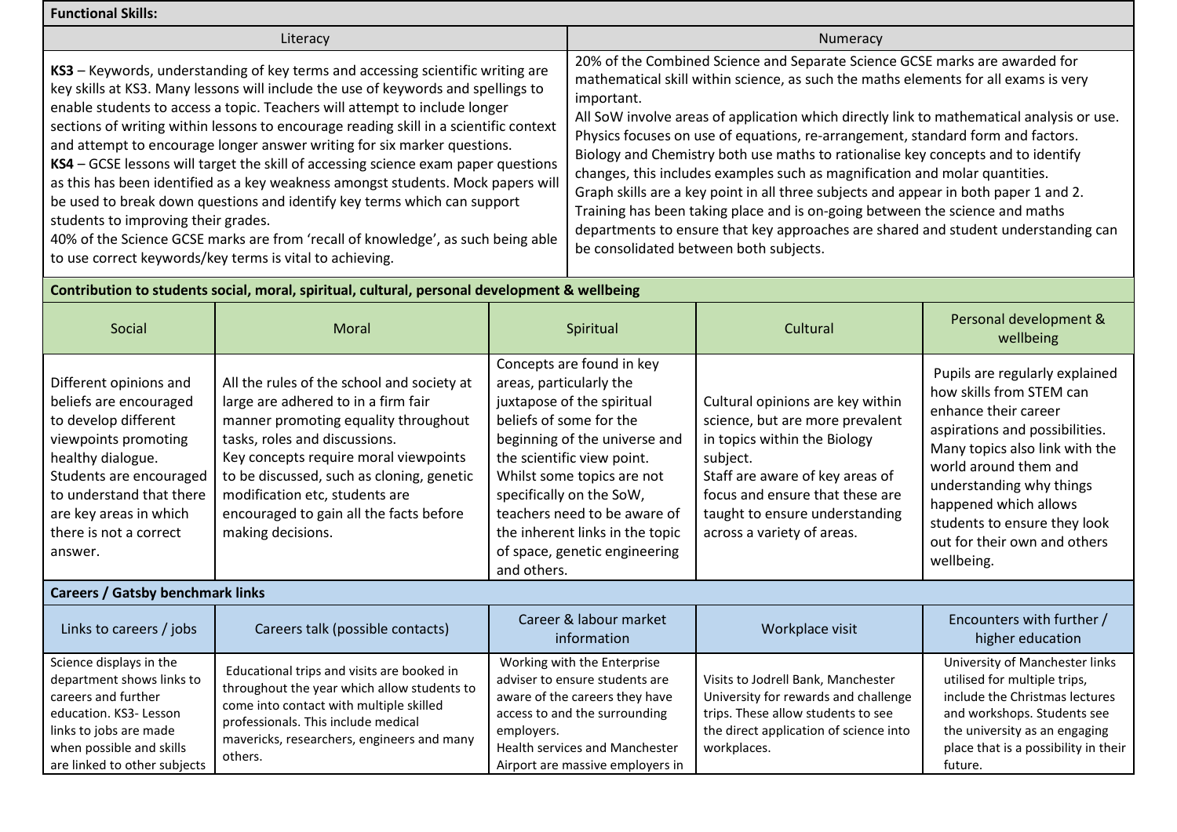**Functional Skills:**

| Literacy | Numeracy |
|---|---|
| **KS3** – Keywords, understanding of key terms and accessing scientific writing are key skills at KS3. Many lessons will include the use of keywords and spellings to enable students to access a topic. Teachers will attempt to include longer sections of writing within lessons to encourage reading skill in a scientific context and attempt to encourage longer answer writing for six marker questions.<br>**KS4** – GCSE lessons will target the skill of accessing science exam paper questions as this has been identified as a key weakness amongst students. Mock papers will be used to break down questions and identify key terms which can support students to improving their grades.<br>40% of the Science GCSE marks are from 'recall of knowledge', as such being able to use correct keywords/key terms is vital to achieving. | 20% of the Combined Science and Separate Science GCSE marks are awarded for mathematical skill within science, as such the maths elements for all exams is very important.<br>All SoW involve areas of application which directly link to mathematical analysis or use. Physics focuses on use of equations, re-arrangement, standard form and factors. Biology and Chemistry both use maths to rationalise key concepts and to identify changes, this includes examples such as magnification and molar quantities.<br>Graph skills are a key point in all three subjects and appear in both paper 1 and 2. Training has been taking place and is on-going between the science and maths departments to ensure that key approaches are shared and student understanding can be consolidated between both subjects. |

**Contribution to students social, moral, spiritual, cultural, personal development & wellbeing**

| Social | Moral | Spiritual | Cultural | Personal development & wellbeing |
|---|---|---|---|---|
| Different opinions and beliefs are encouraged to develop different viewpoints promoting healthy dialogue.<br>Students are encouraged to understand that there are key areas in which there is not a correct answer. | All the rules of the school and society at large are adhered to in a firm fair manner promoting equality throughout tasks, roles and discussions.<br>Key concepts require moral viewpoints to be discussed, such as cloning, genetic modification etc, students are encouraged to gain all the facts before making decisions. | Concepts are found in key areas, particularly the juxtapose of the spiritual beliefs of some for the beginning of the universe and the scientific view point.<br>Whilst some topics are not specifically on the SoW, teachers need to be aware of the inherent links in the topic of space, genetic engineering and others. | Cultural opinions are key within science, but are more prevalent in topics within the Biology subject.<br>Staff are aware of key areas of focus and ensure that these are taught to ensure understanding across a variety of areas. | Pupils are regularly explained how skills from STEM can enhance their career aspirations and possibilities. Many topics also link with the world around them and understanding why things happened which allows students to ensure they look out for their own and others wellbeing. |

**Careers / Gatsby benchmark links**

| Links to careers / jobs | Careers talk (possible contacts) | Career & labour market information | Workplace visit | Encounters with further / higher education |
|---|---|---|---|---|
| Science displays in the department shows links to careers and further education. KS3- Lesson links to jobs are made when possible and skills are linked to other subjects | Educational trips and visits are booked in throughout the year which allow students to come into contact with multiple skilled professionals. This include medical mavericks, researchers, engineers and many others. | Working with the Enterprise adviser to ensure students are aware of the careers they have access to and the surrounding employers.<br>Health services and Manchester Airport are massive employers in | Visits to Jodrell Bank, Manchester University for rewards and challenge trips. These allow students to see the direct application of science into workplaces. | University of Manchester links utilised for multiple trips, include the Christmas lectures and workshops. Students see the university as an engaging place that is a possibility in their future. |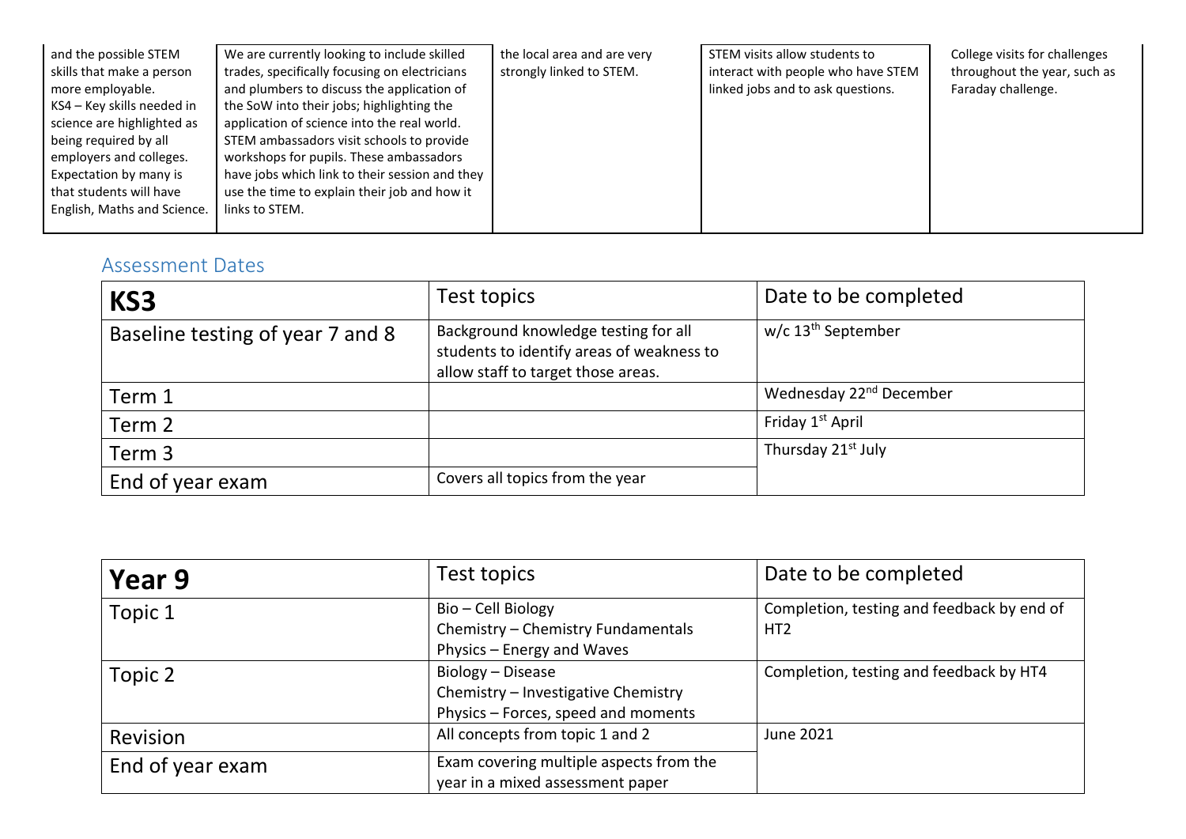| | | | | |
|---|---|---|---|---|
| and the possible STEM skills that make a person more employable.<br>KS4 – Key skills needed in science are highlighted as being required by all employers and colleges. Expectation by many is that students will have English, Maths and Science. | We are currently looking to include skilled trades, specifically focusing on electricians and plumbers to discuss the application of the SoW into their jobs; highlighting the application of science into the real world.<br>STEM ambassadors visit schools to provide workshops for pupils. These ambassadors have jobs which link to their session and they use the time to explain their job and how it links to STEM. | the local area and are very strongly linked to STEM. | STEM visits allow students to interact with people who have STEM linked jobs and to ask questions. | College visits for challenges throughout the year, such as Faraday challenge. |

## Assessment Dates

| **KS3** | Test topics | Date to be completed |
|---|---|---|
| Baseline testing of year 7 and 8 | Background knowledge testing for all students to identify areas of weakness to allow staff to target those areas. | w/c 13th September |
| Term 1 | | Wednesday 22nd December |
| Term 2 | | Friday 1st April |
| Term 3 | | Thursday 21st July |
| End of year exam | Covers all topics from the year | |

| **Year 9** | Test topics | Date to be completed |
|---|---|---|
| Topic 1 | Bio – Cell Biology<br>Chemistry – Chemistry Fundamentals<br>Physics – Energy and Waves | Completion, testing and feedback by end of HT2 |
| Topic 2 | Biology – Disease<br>Chemistry – Investigative Chemistry<br>Physics – Forces, speed and moments | Completion, testing and feedback by HT4 |
| Revision | All concepts from topic 1 and 2 | June 2021 |
| End of year exam | Exam covering multiple aspects from the year in a mixed assessment paper | |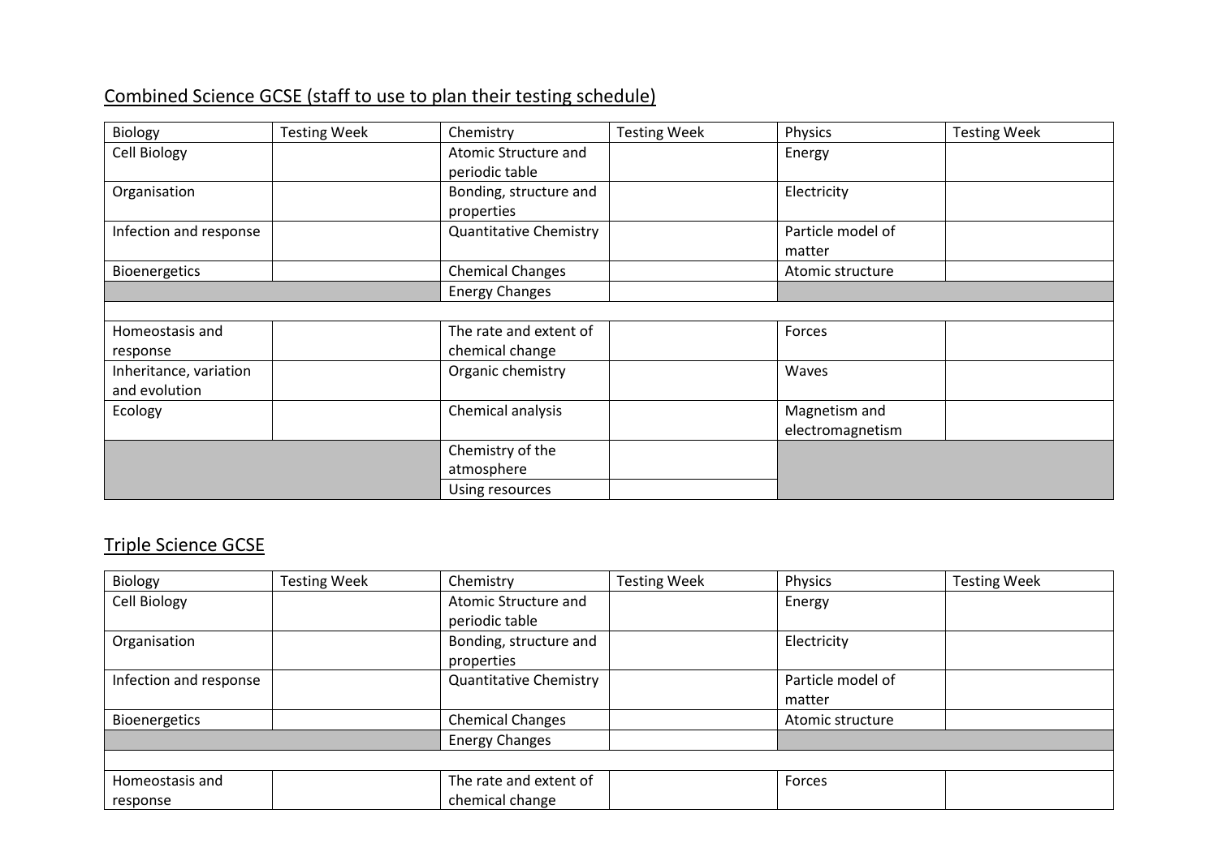## Combined Science GCSE (staff to use to plan their testing schedule)

| Biology | Testing Week | Chemistry | Testing Week | Physics | Testing Week |
|---|---|---|---|---|---|
| Cell Biology | | Atomic Structure and periodic table | | Energy | |
| Organisation | | Bonding, structure and properties | | Electricity | |
| Infection and response | | Quantitative Chemistry | | Particle model of matter | |
| Bioenergetics | | Chemical Changes | | Atomic structure | |
| | | Energy Changes | | | |
| | | | | | |
| Homeostasis and response | | The rate and extent of chemical change | | Forces | |
| Inheritance, variation and evolution | | Organic chemistry | | Waves | |
| Ecology | | Chemical analysis | | Magnetism and electromagnetism | |
| | | Chemistry of the atmosphere | | | |
| | | Using resources | | | |

## Triple Science GCSE

| Biology | Testing Week | Chemistry | Testing Week | Physics | Testing Week |
|---|---|---|---|---|---|
| Cell Biology | | Atomic Structure and periodic table | | Energy | |
| Organisation | | Bonding, structure and properties | | Electricity | |
| Infection and response | | Quantitative Chemistry | | Particle model of matter | |
| Bioenergetics | | Chemical Changes | | Atomic structure | |
| | | Energy Changes | | | |
| | | | | | |
| Homeostasis and response | | The rate and extent of chemical change | | Forces | |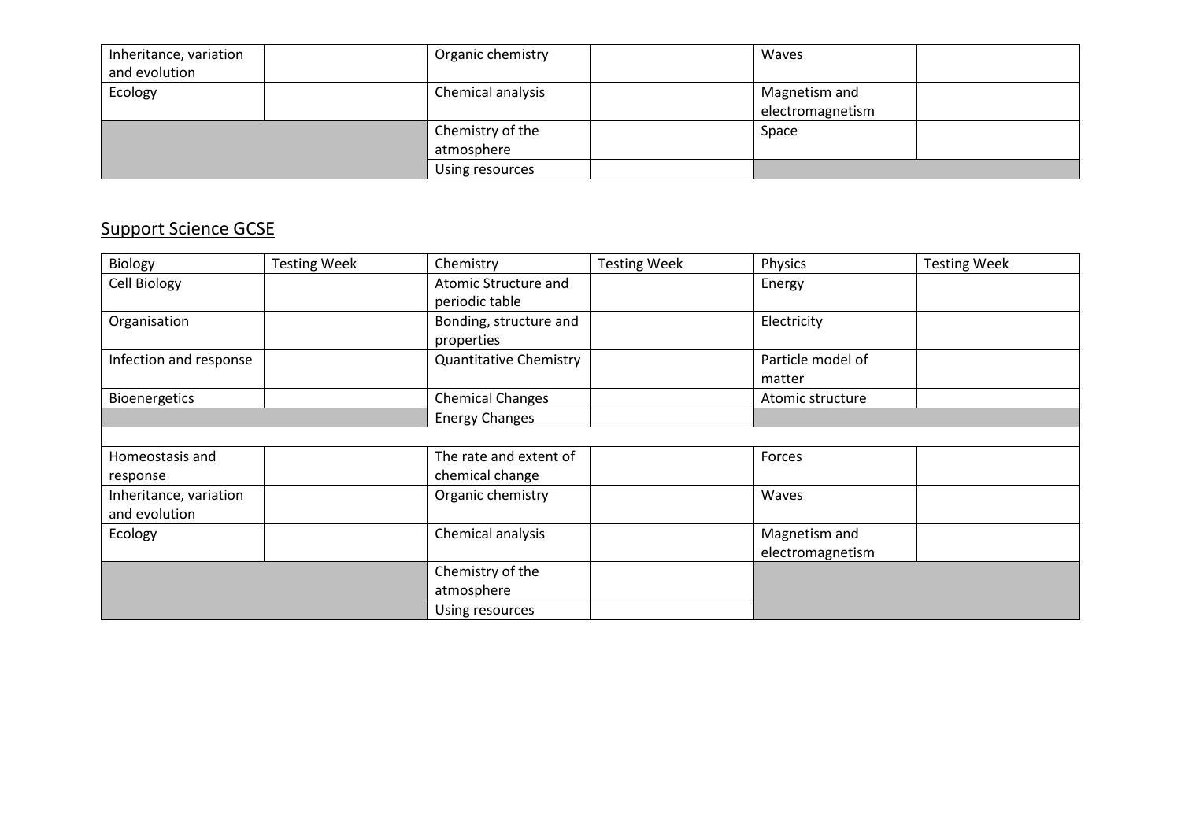| | | | | | |
|---|---|---|---|---|---|
| Inheritance, variation and evolution | | Organic chemistry | | Waves | |
| Ecology | | Chemical analysis | | Magnetism and electromagnetism | |
| | | Chemistry of the atmosphere | | Space | |
| | | Using resources | | | |

## Support Science GCSE

| Biology | Testing Week | Chemistry | Testing Week | Physics | Testing Week |
|---|---|---|---|---|---|
| Cell Biology | | Atomic Structure and periodic table | | Energy | |
| Organisation | | Bonding, structure and properties | | Electricity | |
| Infection and response | | Quantitative Chemistry | | Particle model of matter | |
| Bioenergetics | | Chemical Changes | | Atomic structure | |
| | | Energy Changes | | | |
| | | | | | |
| Homeostasis and response | | The rate and extent of chemical change | | Forces | |
| Inheritance, variation and evolution | | Organic chemistry | | Waves | |
| Ecology | | Chemical analysis | | Magnetism and electromagnetism | |
| | | Chemistry of the atmosphere | | | |
| | | Using resources | | | |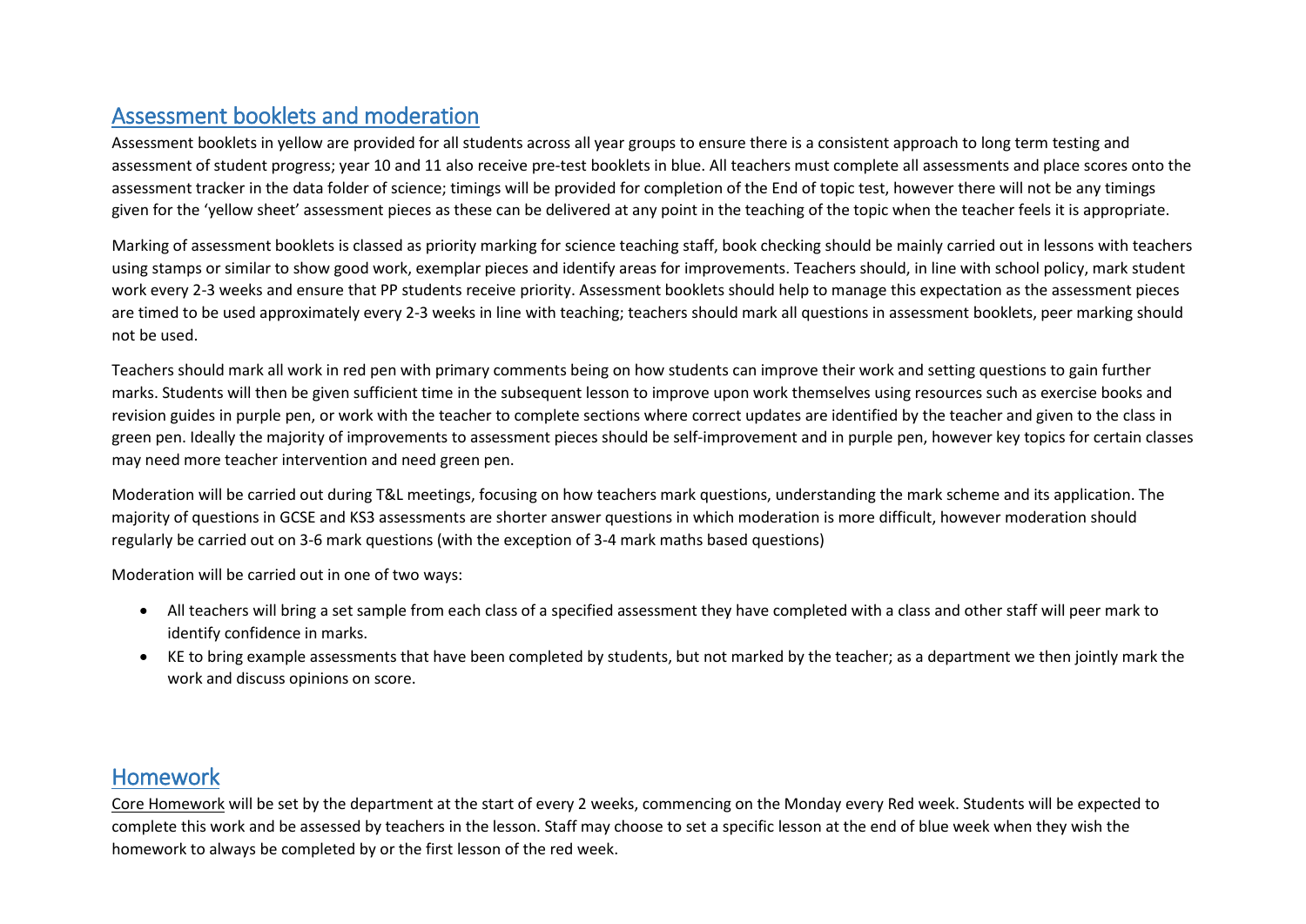## Assessment booklets and moderation

Assessment booklets in yellow are provided for all students across all year groups to ensure there is a consistent approach to long term testing and assessment of student progress; year 10 and 11 also receive pre-test booklets in blue. All teachers must complete all assessments and place scores onto the assessment tracker in the data folder of science; timings will be provided for completion of the End of topic test, however there will not be any timings given for the 'yellow sheet' assessment pieces as these can be delivered at any point in the teaching of the topic when the teacher feels it is appropriate.

Marking of assessment booklets is classed as priority marking for science teaching staff, book checking should be mainly carried out in lessons with teachers using stamps or similar to show good work, exemplar pieces and identify areas for improvements. Teachers should, in line with school policy, mark student work every 2-3 weeks and ensure that PP students receive priority. Assessment booklets should help to manage this expectation as the assessment pieces are timed to be used approximately every 2-3 weeks in line with teaching; teachers should mark all questions in assessment booklets, peer marking should not be used.

Teachers should mark all work in red pen with primary comments being on how students can improve their work and setting questions to gain further marks. Students will then be given sufficient time in the subsequent lesson to improve upon work themselves using resources such as exercise books and revision guides in purple pen, or work with the teacher to complete sections where correct updates are identified by the teacher and given to the class in green pen. Ideally the majority of improvements to assessment pieces should be self-improvement and in purple pen, however key topics for certain classes may need more teacher intervention and need green pen.

Moderation will be carried out during T&L meetings, focusing on how teachers mark questions, understanding the mark scheme and its application. The majority of questions in GCSE and KS3 assessments are shorter answer questions in which moderation is more difficult, however moderation should regularly be carried out on 3-6 mark questions (with the exception of 3-4 mark maths based questions)

Moderation will be carried out in one of two ways:

- All teachers will bring a set sample from each class of a specified assessment they have completed with a class and other staff will peer mark to identify confidence in marks.
- KE to bring example assessments that have been completed by students, but not marked by the teacher; as a department we then jointly mark the work and discuss opinions on score.

## Homework

Core Homework will be set by the department at the start of every 2 weeks, commencing on the Monday every Red week. Students will be expected to complete this work and be assessed by teachers in the lesson. Staff may choose to set a specific lesson at the end of blue week when they wish the homework to always be completed by or the first lesson of the red week.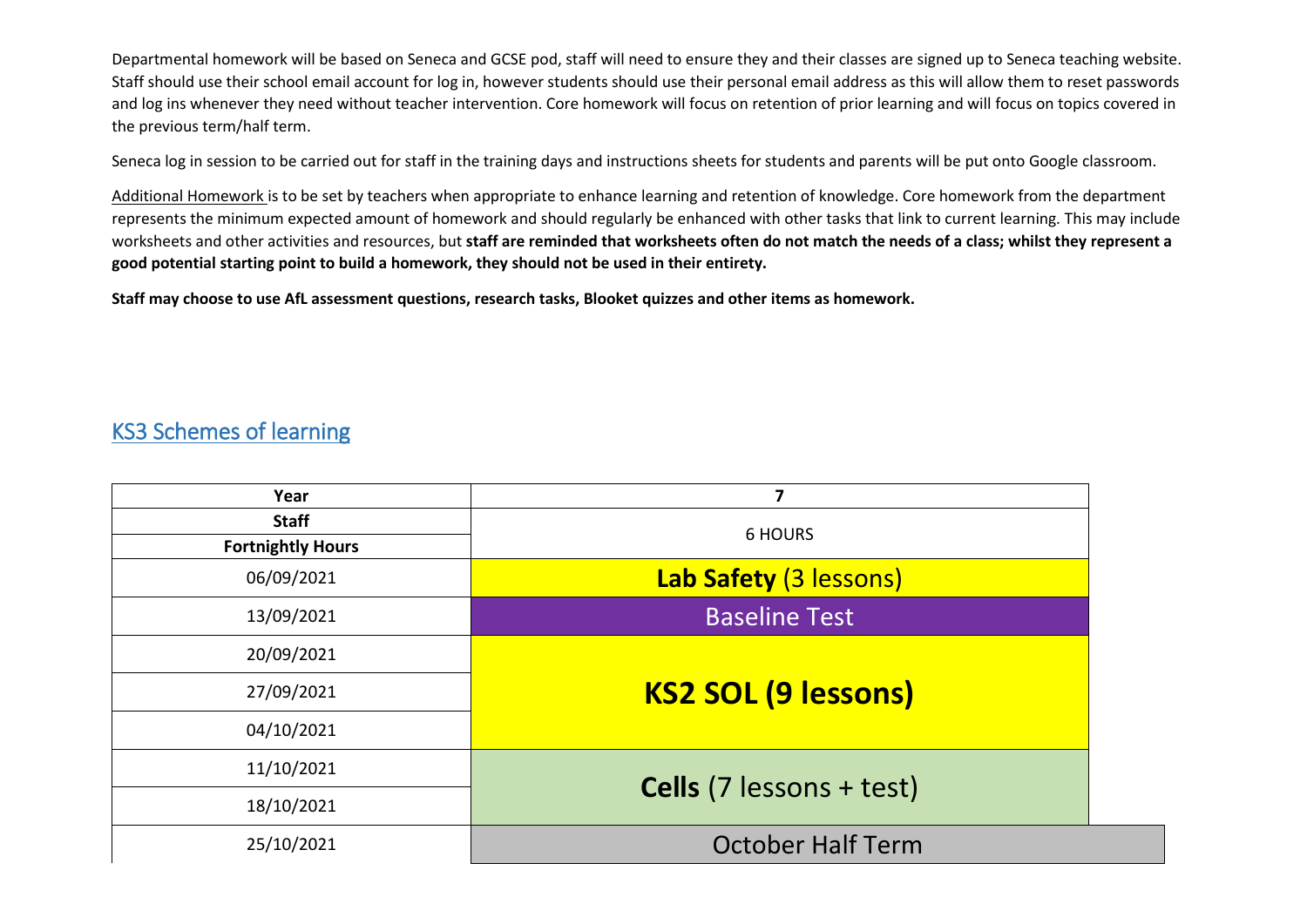Departmental homework will be based on Seneca and GCSE pod, staff will need to ensure they and their classes are signed up to Seneca teaching website. Staff should use their school email account for log in, however students should use their personal email address as this will allow them to reset passwords and log ins whenever they need without teacher intervention. Core homework will focus on retention of prior learning and will focus on topics covered in the previous term/half term.

Seneca log in session to be carried out for staff in the training days and instructions sheets for students and parents will be put onto Google classroom.

Additional Homework is to be set by teachers when appropriate to enhance learning and retention of knowledge. Core homework from the department represents the minimum expected amount of homework and should regularly be enhanced with other tasks that link to current learning. This may include worksheets and other activities and resources, but **staff are reminded that worksheets often do not match the needs of a class; whilst they represent a good potential starting point to build a homework, they should not be used in their entirety.**

**Staff may choose to use AfL assessment questions, research tasks, Blooket quizzes and other items as homework.**

## KS3 Schemes of learning

| **Year** | **7** |
|---|---|
| **Staff** | 6 HOURS |
| **Fortnightly Hours** | |
| 06/09/2021 | **Lab Safety** (3 lessons) |
| 13/09/2021 | Baseline Test |
| 20/09/2021 | **KS2 SOL (9 lessons)** |
| 27/09/2021 | |
| 04/10/2021 | |
| 11/10/2021 | **Cells** (7 lessons + test) |
| 18/10/2021 | |
| 25/10/2021 | October Half Term |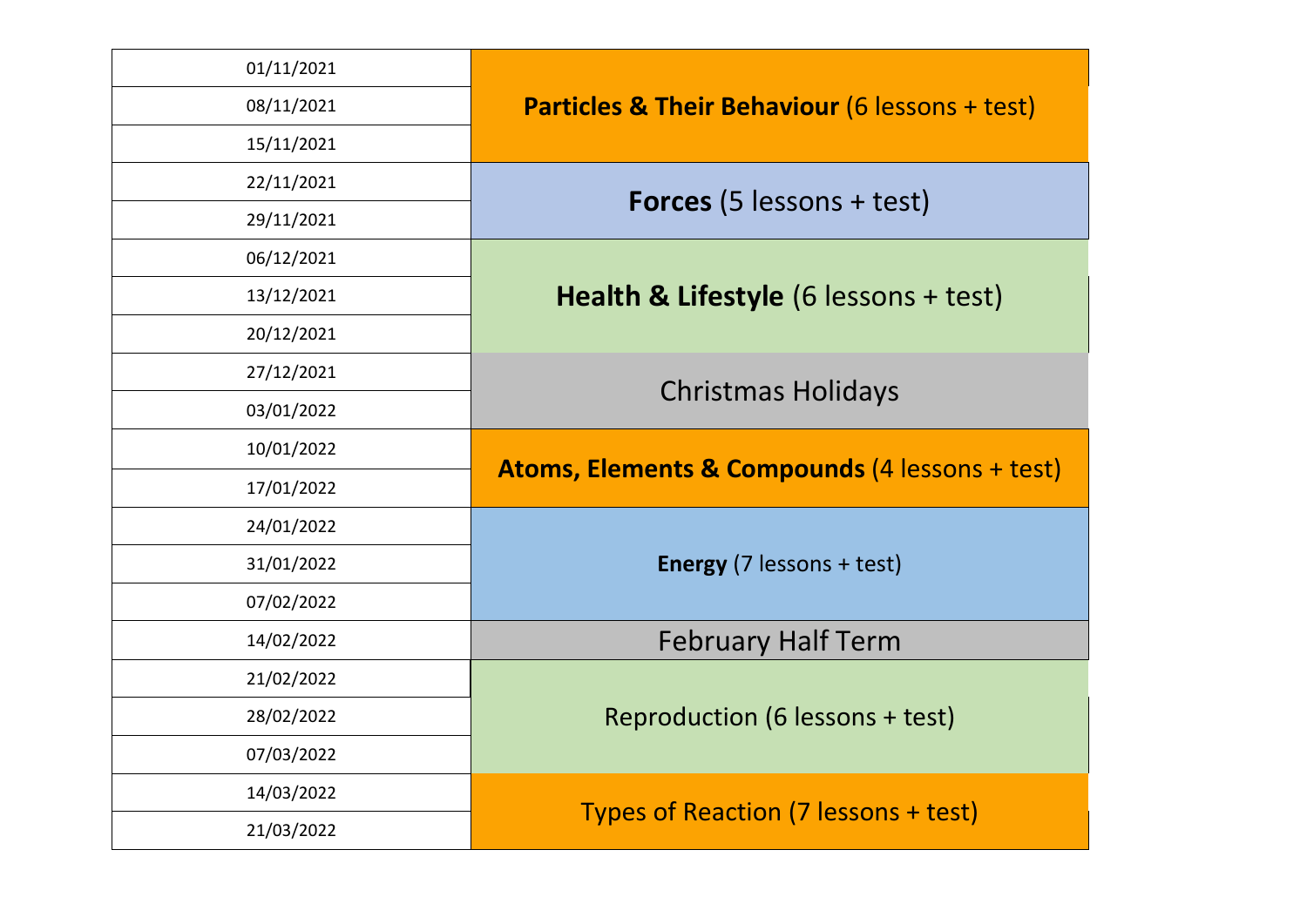| Week | Topic |
| --- | --- |
| 01/11/2021 | **Particles & Their Behaviour** (6 lessons + test) |
| 08/11/2021 | |
| 15/11/2021 | |
| 22/11/2021 | **Forces** (5 lessons + test) |
| 29/11/2021 | |
| 06/12/2021 | **Health & Lifestyle** (6 lessons + test) |
| 13/12/2021 | |
| 20/12/2021 | |
| 27/12/2021 | Christmas Holidays |
| 03/01/2022 | |
| 10/01/2022 | **Atoms, Elements & Compounds** (4 lessons + test) |
| 17/01/2022 | |
| 24/01/2022 | **Energy** (7 lessons + test) |
| 31/01/2022 | |
| 07/02/2022 | |
| 14/02/2022 | February Half Term |
| 21/02/2022 | Reproduction (6 lessons + test) |
| 28/02/2022 | |
| 07/03/2022 | |
| 14/03/2022 | Types of Reaction (7 lessons + test) |
| 21/03/2022 | |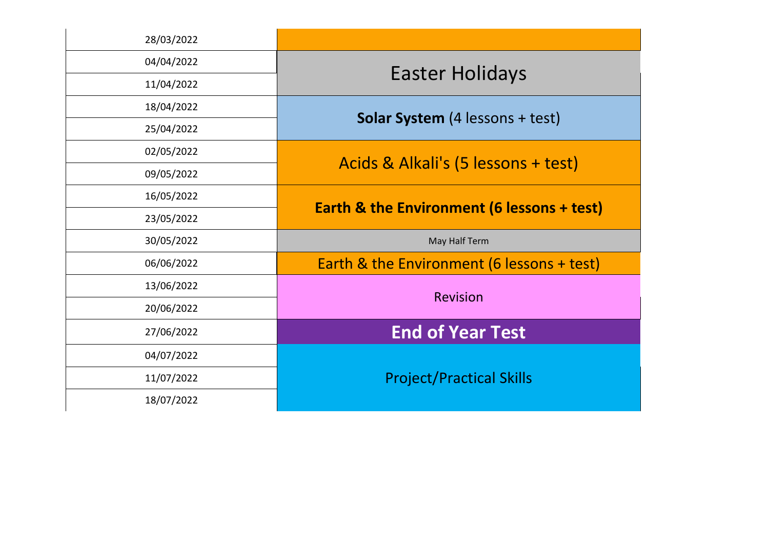| Week | Topic |
|---|---|
| 28/03/2022 | |
| 04/04/2022 | Easter Holidays |
| 11/04/2022 | |
| 18/04/2022 | **Solar System** (4 lessons + test) |
| 25/04/2022 | |
| 02/05/2022 | Acids & Alkali's (5 lessons + test) |
| 09/05/2022 | |
| 16/05/2022 | **Earth & the Environment (6 lessons + test)** |
| 23/05/2022 | |
| 30/05/2022 | May Half Term |
| 06/06/2022 | Earth & the Environment (6 lessons + test) |
| 13/06/2022 | Revision |
| 20/06/2022 | |
| 27/06/2022 | **End of Year Test** |
| 04/07/2022 | Project/Practical Skills |
| 11/07/2022 | |
| 18/07/2022 | |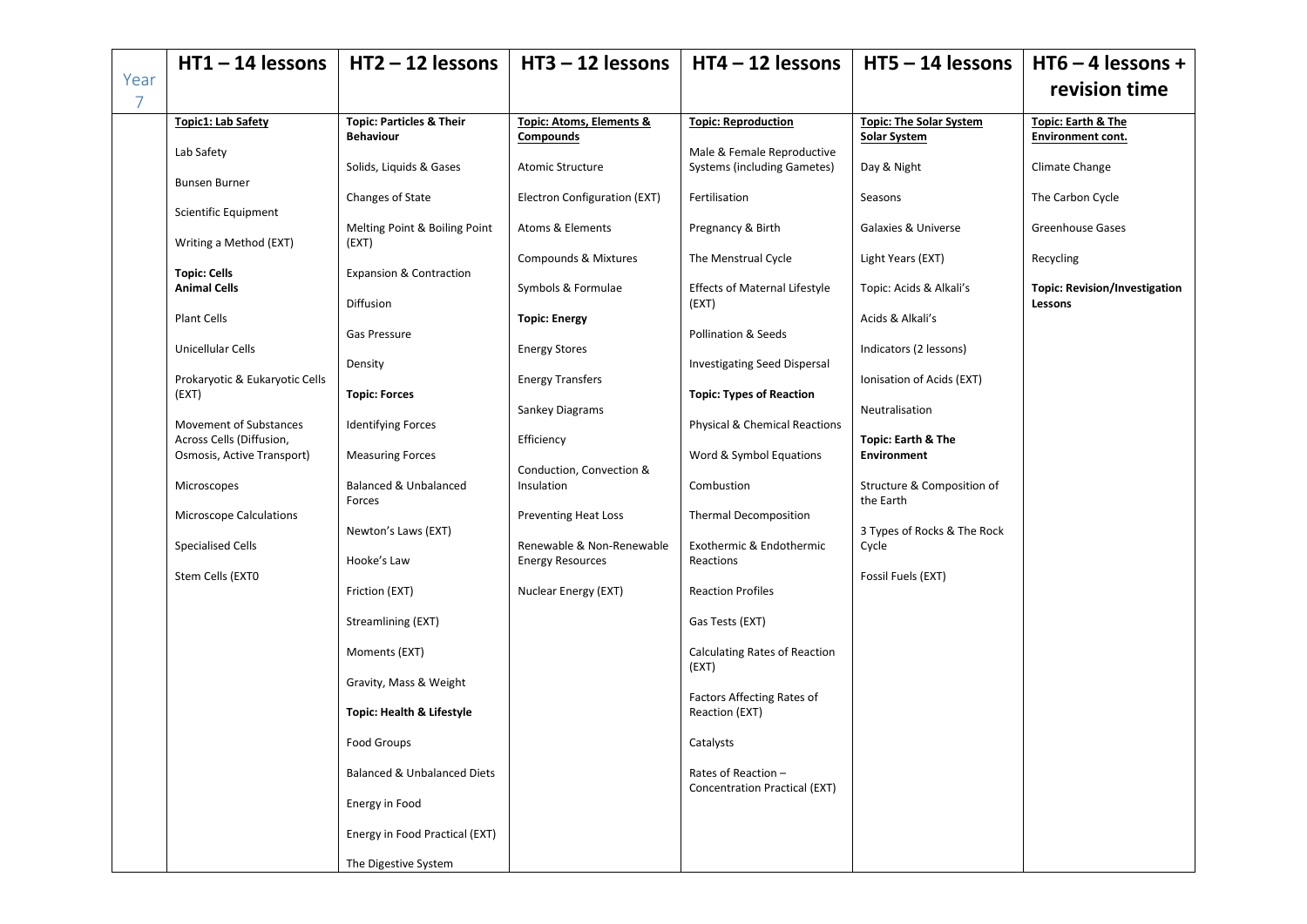| Year 7 | HT1 – 14 lessons | HT2 – 12 lessons | HT3 – 12 lessons | HT4 – 12 lessons | HT5 – 14 lessons | HT6 – 4 lessons + revision time |
|---|---|---|---|---|---|---|
| | **Topic1: Lab Safety**<br><br>Lab Safety<br><br>Bunsen Burner<br><br>Scientific Equipment<br><br>Writing a Method (EXT)<br><br>**Topic: Cells**<br>**Animal Cells**<br><br>Plant Cells<br><br>Unicellular Cells<br><br>Prokaryotic & Eukaryotic Cells (EXT)<br><br>Movement of Substances Across Cells (Diffusion, Osmosis, Active Transport)<br><br>Microscopes<br><br>Microscope Calculations<br><br>Specialised Cells<br><br>Stem Cells (EXT0 | **Topic: Particles & Their Behaviour**<br><br>Solids, Liquids & Gases<br><br>Changes of State<br><br>Melting Point & Boiling Point (EXT)<br><br>Expansion & Contraction<br><br>Diffusion<br><br>Gas Pressure<br><br>Density<br><br>**Topic: Forces**<br><br>Identifying Forces<br><br>Measuring Forces<br><br>Balanced & Unbalanced Forces<br><br>Newton's Laws (EXT)<br><br>Hooke's Law<br><br>Friction (EXT)<br><br>Streamlining (EXT)<br><br>Moments (EXT)<br><br>Gravity, Mass & Weight<br><br>**Topic: Health & Lifestyle**<br><br>Food Groups<br><br>Balanced & Unbalanced Diets<br><br>Energy in Food<br><br>Energy in Food Practical (EXT)<br><br>The Digestive System | **Topic: Atoms, Elements & Compounds**<br><br>Atomic Structure<br><br>Electron Configuration (EXT)<br><br>Atoms & Elements<br><br>Compounds & Mixtures<br><br>Symbols & Formulae<br><br>**Topic: Energy**<br><br>Energy Stores<br><br>Energy Transfers<br><br>Sankey Diagrams<br><br>Efficiency<br><br>Conduction, Convection & Insulation<br><br>Preventing Heat Loss<br><br>Renewable & Non-Renewable Energy Resources<br><br>Nuclear Energy (EXT) | **Topic: Reproduction**<br><br>Male & Female Reproductive Systems (including Gametes)<br><br>Fertilisation<br><br>Pregnancy & Birth<br><br>The Menstrual Cycle<br><br>Effects of Maternal Lifestyle (EXT)<br><br>Pollination & Seeds<br><br>Investigating Seed Dispersal<br><br>**Topic: Types of Reaction**<br><br>Physical & Chemical Reactions<br><br>Word & Symbol Equations<br><br>Combustion<br><br>Thermal Decomposition<br><br>Exothermic & Endothermic Reactions<br><br>Reaction Profiles<br><br>Gas Tests (EXT)<br><br>Calculating Rates of Reaction (EXT)<br><br>Factors Affecting Rates of Reaction (EXT)<br><br>Catalysts<br><br>Rates of Reaction – Concentration Practical (EXT) | **Topic: The Solar System Solar System**<br><br>Day & Night<br><br>Seasons<br><br>Galaxies & Universe<br><br>Light Years (EXT)<br><br>Topic: Acids & Alkali's<br><br>Acids & Alkali's<br><br>Indicators (2 lessons)<br><br>Ionisation of Acids (EXT)<br><br>Neutralisation<br><br>**Topic: Earth & The Environment**<br><br>Structure & Composition of the Earth<br><br>3 Types of Rocks & The Rock Cycle<br><br>Fossil Fuels (EXT) | **Topic: Earth & The Environment cont.**<br><br>Climate Change<br><br>The Carbon Cycle<br><br>Greenhouse Gases<br><br>Recycling<br><br>**Topic: Revision/Investigation Lessons** |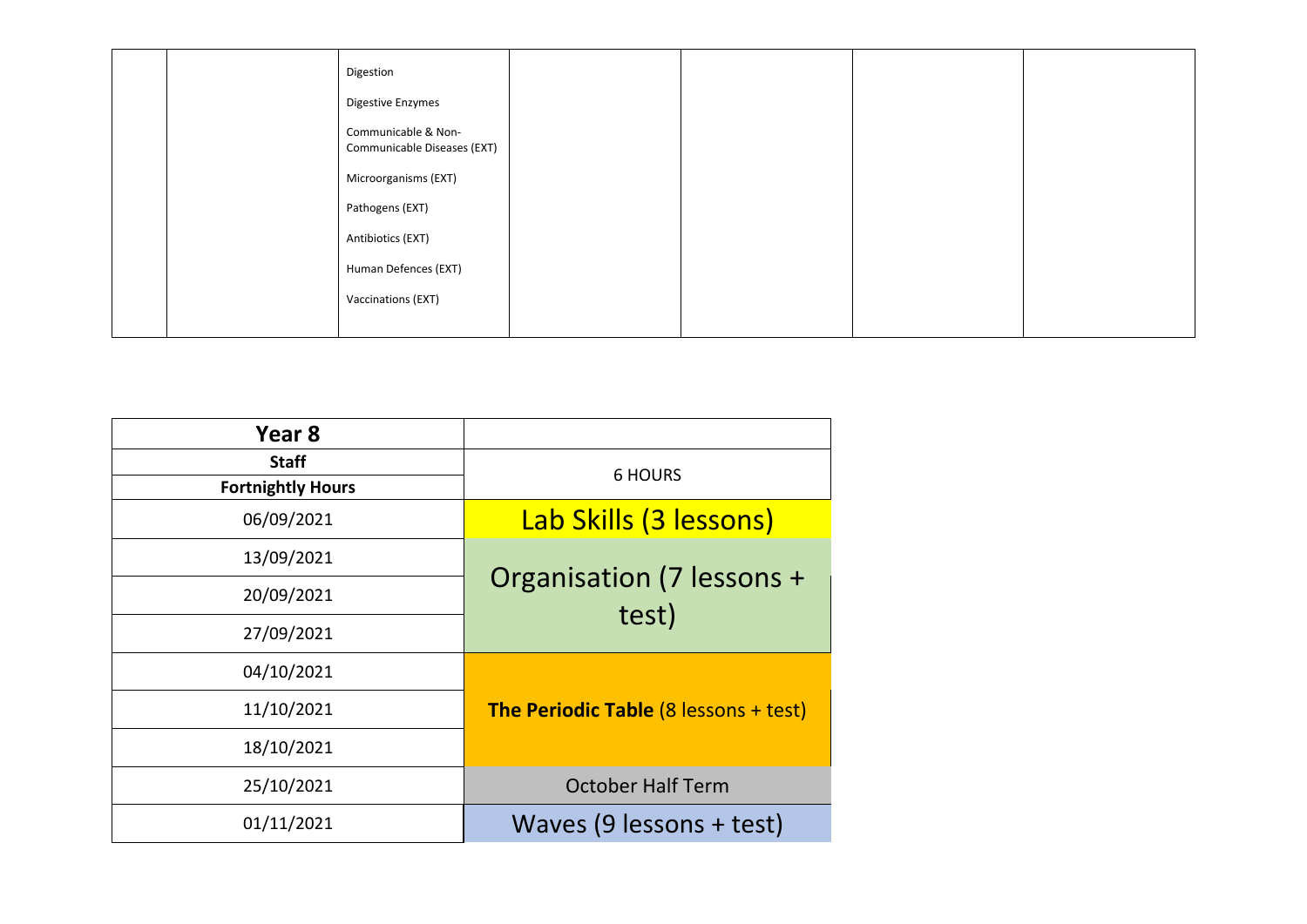|  |  | Digestion<br><br>Digestive Enzymes<br><br>Communicable & Non-Communicable Diseases (EXT)<br><br>Microorganisms (EXT)<br><br>Pathogens (EXT)<br><br>Antibiotics (EXT)<br><br>Human Defences (EXT)<br><br>Vaccinations (EXT) |  |  |  |  |
|---|---|---|---|---|---|---|

| **Year 8** |  |
|---|---|
| **Staff** | 6 HOURS |
| **Fortnightly Hours** |  |
| 06/09/2021 | Lab Skills (3 lessons) |
| 13/09/2021 | Organisation (7 lessons + test) |
| 20/09/2021 |  |
| 27/09/2021 |  |
| 04/10/2021 | **The Periodic Table** (8 lessons + test) |
| 11/10/2021 |  |
| 18/10/2021 |  |
| 25/10/2021 | October Half Term |
| 01/11/2021 | Waves (9 lessons + test) |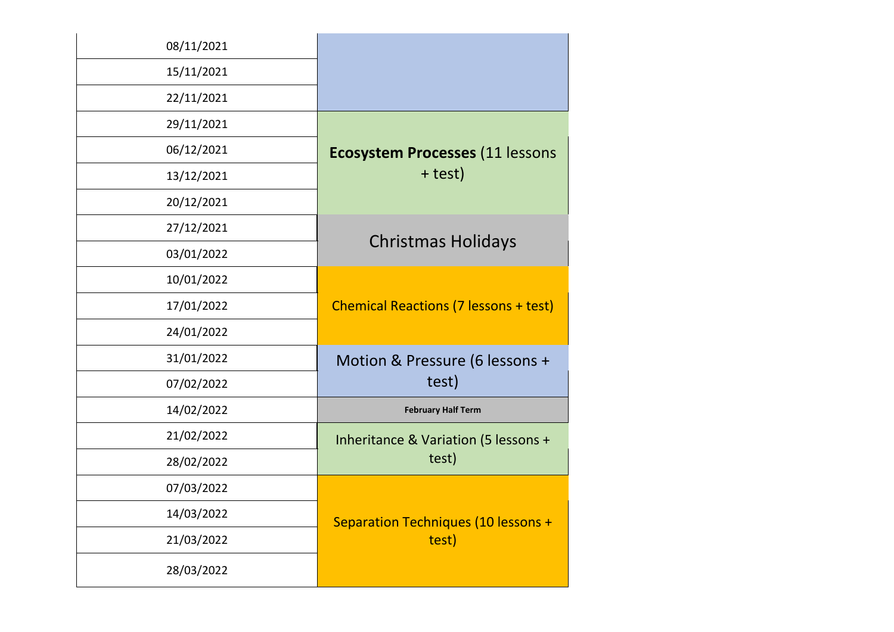| Week | Topic |
|---|---|
| 08/11/2021 | |
| 15/11/2021 | |
| 22/11/2021 | |
| 29/11/2021 | **Ecosystem Processes** (11 lessons + test) |
| 06/12/2021 | |
| 13/12/2021 | |
| 20/12/2021 | |
| 27/12/2021 | Christmas Holidays |
| 03/01/2022 | |
| 10/01/2022 | Chemical Reactions (7 lessons + test) |
| 17/01/2022 | |
| 24/01/2022 | |
| 31/01/2022 | Motion & Pressure (6 lessons + test) |
| 07/02/2022 | |
| 14/02/2022 | **February Half Term** |
| 21/02/2022 | Inheritance & Variation (5 lessons + test) |
| 28/02/2022 | |
| 07/03/2022 | Separation Techniques (10 lessons + test) |
| 14/03/2022 | |
| 21/03/2022 | |
| 28/03/2022 | |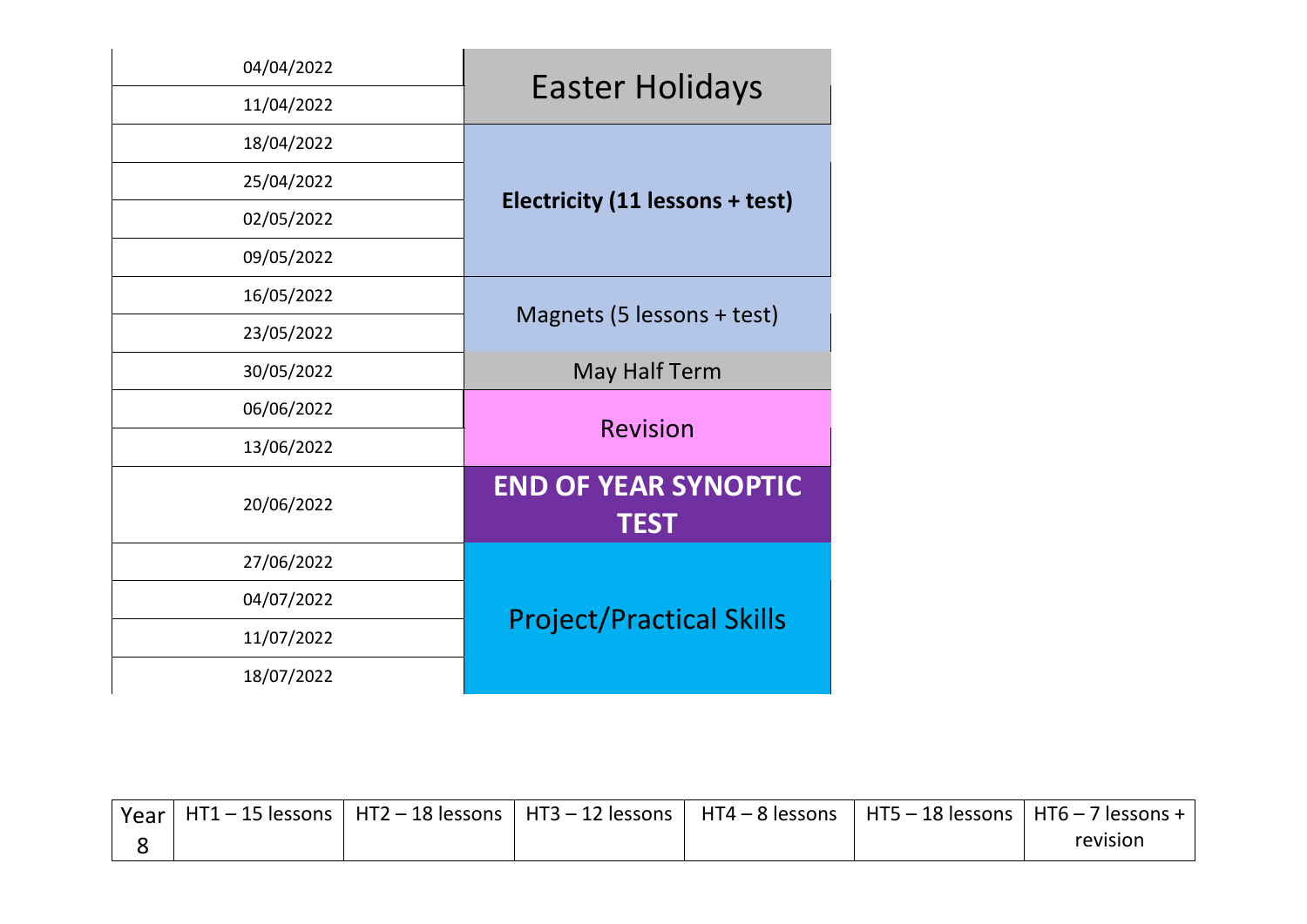| Week | Topic |
|---|---|
| 04/04/2022 | Easter Holidays |
| 11/04/2022 | |
| 18/04/2022 | **Electricity (11 lessons + test)** |
| 25/04/2022 | |
| 02/05/2022 | |
| 09/05/2022 | |
| 16/05/2022 | Magnets (5 lessons + test) |
| 23/05/2022 | |
| 30/05/2022 | May Half Term |
| 06/06/2022 | Revision |
| 13/06/2022 | |
| 20/06/2022 | **END OF YEAR SYNOPTIC TEST** |
| 27/06/2022 | Project/Practical Skills |
| 04/07/2022 | |
| 11/07/2022 | |
| 18/07/2022 | |

| Year 8 | HT1 – 15 lessons | HT2 – 18 lessons | HT3 – 12 lessons | HT4 – 8 lessons | HT5 – 18 lessons | HT6 – 7 lessons + revision |
|---|---|---|---|---|---|---|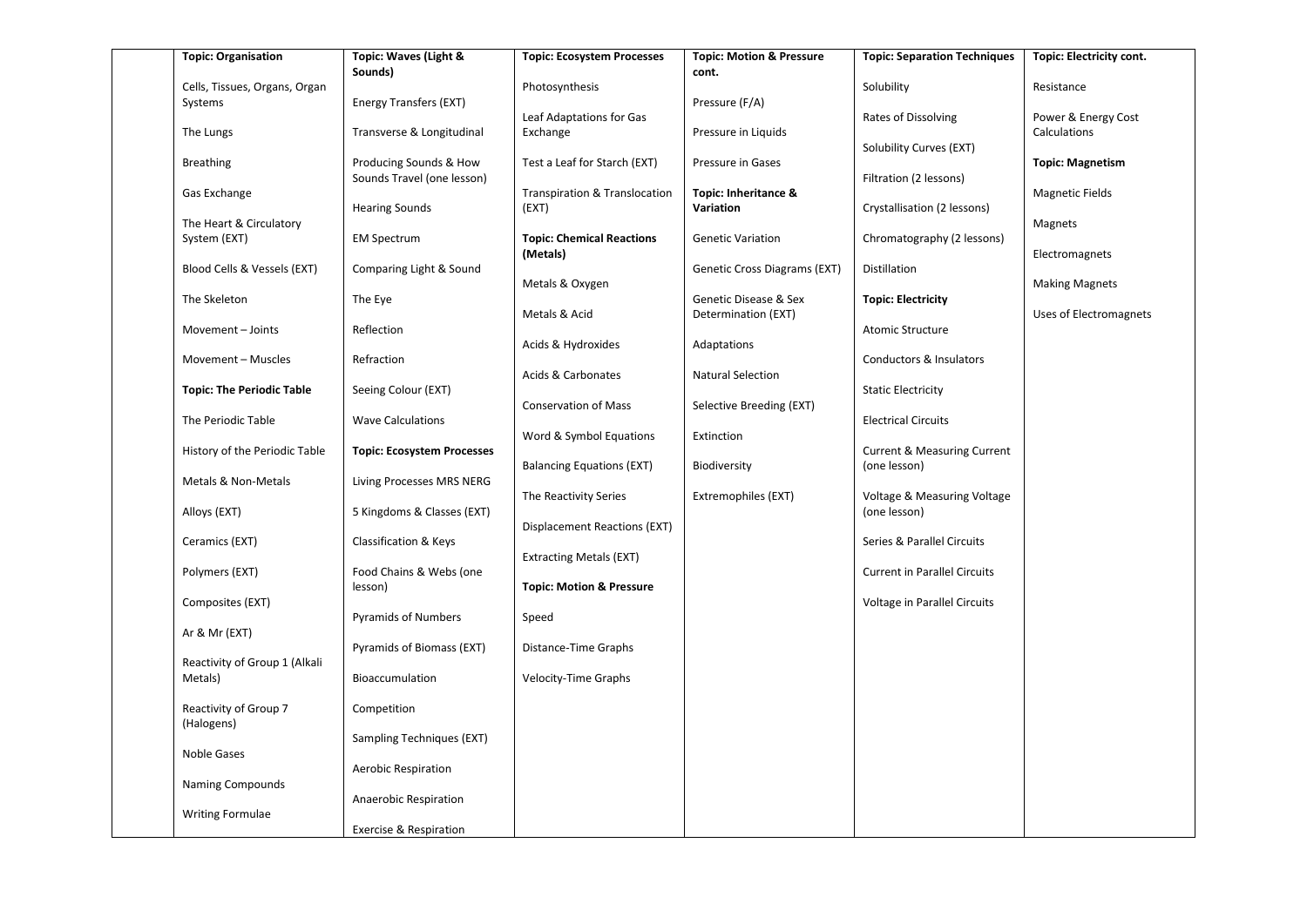**Topic: Organisation**

- Cells, Tissues, Organs, Organ Systems
- The Lungs
- Breathing
- Gas Exchange
- The Heart & Circulatory System (EXT)
- Blood Cells & Vessels (EXT)
- The Skeleton
- Movement – Joints
- Movement – Muscles

**Topic: The Periodic Table**

- The Periodic Table
- History of the Periodic Table
- Metals & Non-Metals
- Alloys (EXT)
- Ceramics (EXT)
- Polymers (EXT)
- Composites (EXT)
- Ar & Mr (EXT)
- Reactivity of Group 1 (Alkali Metals)
- Reactivity of Group 7 (Halogens)
- Noble Gases
- Naming Compounds
- Writing Formulae

**Topic: Waves (Light & Sounds)**

- Energy Transfers (EXT)
- Transverse & Longitudinal
- Producing Sounds & How Sounds Travel (one lesson)
- Hearing Sounds
- EM Spectrum
- Comparing Light & Sound
- The Eye
- Reflection
- Refraction
- Seeing Colour (EXT)
- Wave Calculations

**Topic: Ecosystem Processes**

- Living Processes MRS NERG
- 5 Kingdoms & Classes (EXT)
- Classification & Keys
- Food Chains & Webs (one lesson)
- Pyramids of Numbers
- Pyramids of Biomass (EXT)
- Bioaccumulation
- Competition
- Sampling Techniques (EXT)
- Aerobic Respiration
- Anaerobic Respiration
- Exercise & Respiration

**Topic: Ecosystem Processes**

- Photosynthesis
- Leaf Adaptations for Gas Exchange
- Test a Leaf for Starch (EXT)
- Transpiration & Translocation (EXT)

**Topic: Chemical Reactions (Metals)**

- Metals & Oxygen
- Metals & Acid
- Acids & Hydroxides
- Acids & Carbonates
- Conservation of Mass
- Word & Symbol Equations
- Balancing Equations (EXT)
- The Reactivity Series
- Displacement Reactions (EXT)
- Extracting Metals (EXT)

**Topic: Motion & Pressure**

- Speed
- Distance-Time Graphs
- Velocity-Time Graphs

**Topic: Motion & Pressure cont.**

- Pressure (F/A)
- Pressure in Liquids
- Pressure in Gases

**Topic: Inheritance & Variation**

- Genetic Variation
- Genetic Cross Diagrams (EXT)
- Genetic Disease & Sex Determination (EXT)
- Adaptations
- Natural Selection
- Selective Breeding (EXT)
- Extinction
- Biodiversity
- Extremophiles (EXT)

**Topic: Separation Techniques**

- Solubility
- Rates of Dissolving
- Solubility Curves (EXT)
- Filtration (2 lessons)
- Crystallisation (2 lessons)
- Chromatography (2 lessons)
- Distillation

**Topic: Electricity**

- Atomic Structure
- Conductors & Insulators
- Static Electricity
- Electrical Circuits
- Current & Measuring Current (one lesson)
- Voltage & Measuring Voltage (one lesson)
- Series & Parallel Circuits
- Current in Parallel Circuits
- Voltage in Parallel Circuits

**Topic: Electricity cont.**

- Resistance
- Power & Energy Cost Calculations

**Topic: Magnetism**

- Magnetic Fields
- Magnets
- Electromagnets
- Making Magnets
- Uses of Electromagnets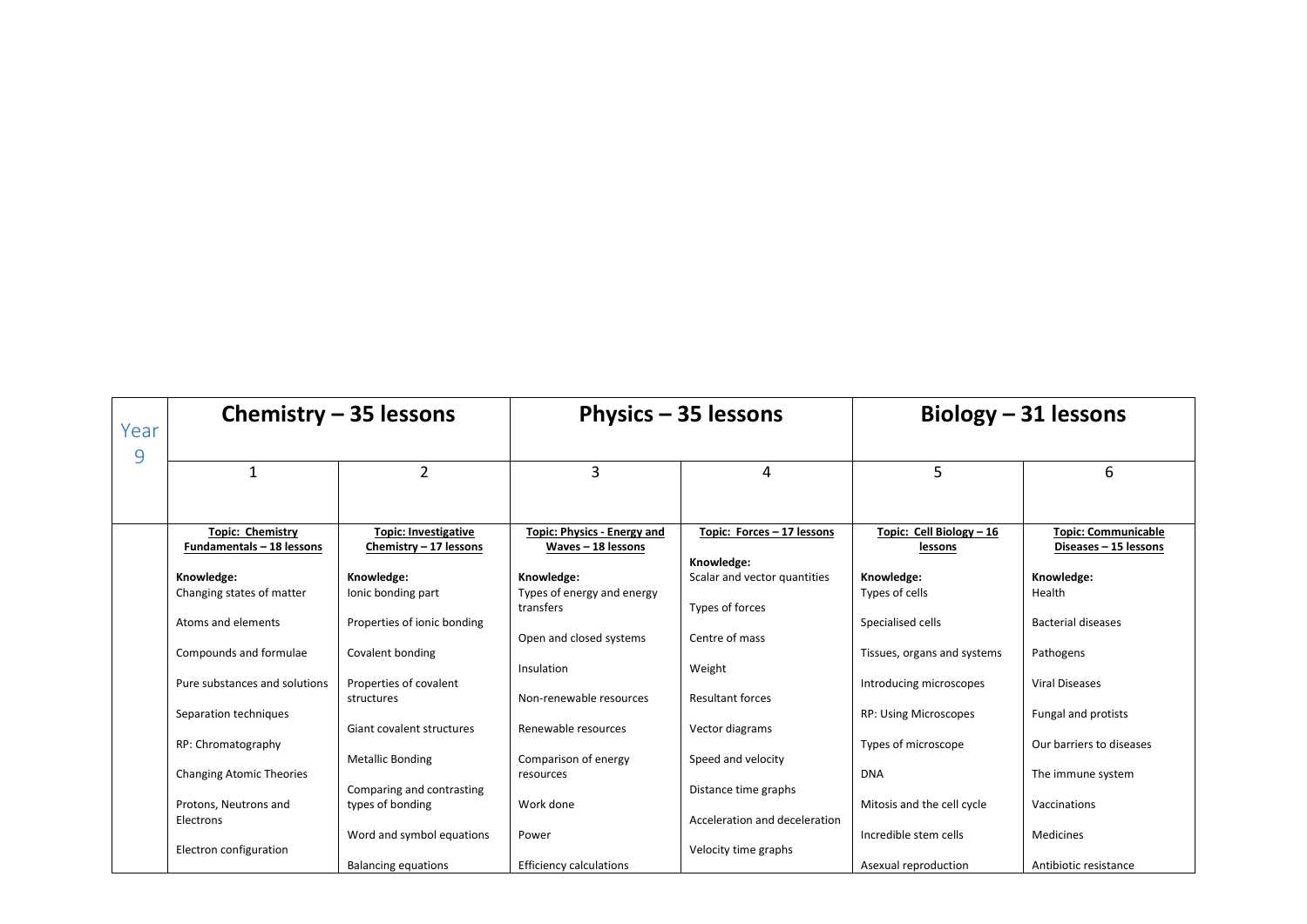| Year 9 | Chemistry – 35 lessons | | Physics – 35 lessons | | Biology – 31 lessons | |
|---|---|---|---|---|---|---|
| | 1 | 2 | 3 | 4 | 5 | 6 |
| | **Topic: Chemistry Fundamentals – 18 lessons**<br><br>**Knowledge:**<br>Changing states of matter<br><br>Atoms and elements<br><br>Compounds and formulae<br><br>Pure substances and solutions<br><br>Separation techniques<br><br>RP: Chromatography<br><br>Changing Atomic Theories<br><br>Protons, Neutrons and Electrons<br><br>Electron configuration | **Topic: Investigative Chemistry – 17 lessons**<br><br>**Knowledge:**<br>Ionic bonding part<br><br>Properties of ionic bonding<br><br>Covalent bonding<br><br>Properties of covalent structures<br><br>Giant covalent structures<br><br>Metallic Bonding<br><br>Comparing and contrasting types of bonding<br><br>Word and symbol equations<br><br>Balancing equations | **Topic: Physics - Energy and Waves – 18 lessons**<br><br>**Knowledge:**<br>Types of energy and energy transfers<br><br>Open and closed systems<br><br>Insulation<br><br>Non-renewable resources<br><br>Renewable resources<br><br>Comparison of energy resources<br><br>Work done<br><br>Power<br><br>Efficiency calculations | **Topic: Forces – 17 lessons**<br><br>**Knowledge:**<br>Scalar and vector quantities<br><br>Types of forces<br><br>Centre of mass<br><br>Weight<br><br>Resultant forces<br><br>Vector diagrams<br><br>Speed and velocity<br><br>Distance time graphs<br><br>Acceleration and deceleration<br><br>Velocity time graphs | **Topic: Cell Biology – 16 lessons**<br><br>**Knowledge:**<br>Types of cells<br><br>Specialised cells<br><br>Tissues, organs and systems<br><br>Introducing microscopes<br><br>RP: Using Microscopes<br><br>Types of microscope<br><br>DNA<br><br>Mitosis and the cell cycle<br><br>Incredible stem cells<br><br>Asexual reproduction | **Topic: Communicable Diseases – 15 lessons**<br><br>**Knowledge:**<br>Health<br><br>Bacterial diseases<br><br>Pathogens<br><br>Viral Diseases<br><br>Fungal and protists<br><br>Our barriers to diseases<br><br>The immune system<br><br>Vaccinations<br><br>Medicines<br><br>Antibiotic resistance |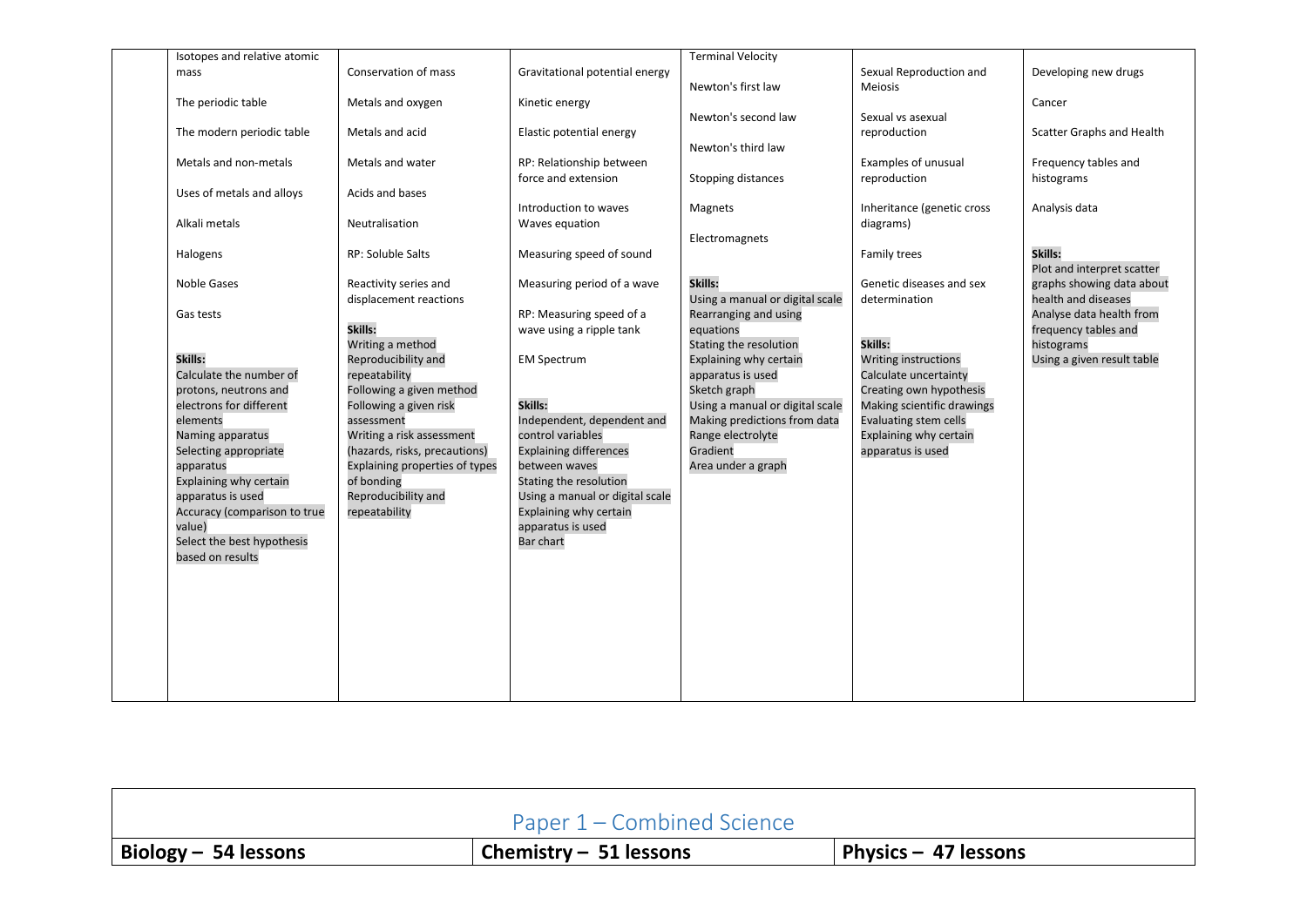| | | | | | | |
|---|---|---|---|---|---|---|
| | Isotopes and relative atomic mass<br><br>The periodic table<br><br>The modern periodic table<br><br>Metals and non-metals<br><br>Uses of metals and alloys<br><br>Alkali metals<br><br>Halogens<br><br>Noble Gases<br><br>Gas tests<br><br>**Skills:**<br>Calculate the number of protons, neutrons and electrons for different elements<br>Naming apparatus<br>Selecting appropriate apparatus<br>Explaining why certain apparatus is used<br>Accuracy (comparison to true value)<br>Select the best hypothesis based on results | Conservation of mass<br><br>Metals and oxygen<br><br>Metals and acid<br><br>Metals and water<br><br>Acids and bases<br><br>Neutralisation<br><br>RP: Soluble Salts<br><br>Reactivity series and displacement reactions<br><br>**Skills:**<br>Writing a method<br>Reproducibility and repeatability<br>Following a given method<br>Following a given risk assessment<br>Writing a risk assessment (hazards, risks, precautions)<br>Explaining properties of types of bonding<br>Reproducibility and repeatability | Gravitational potential energy<br><br>Kinetic energy<br><br>Elastic potential energy<br><br>RP: Relationship between force and extension<br><br>Introduction to waves<br>Waves equation<br><br>Measuring speed of sound<br><br>Measuring period of a wave<br><br>RP: Measuring speed of a wave using a ripple tank<br><br>EM Spectrum<br><br>**Skills:**<br>Independent, dependent and control variables<br>Explaining differences between waves<br>Stating the resolution<br>Using a manual or digital scale<br>Explaining why certain apparatus is used<br>Bar chart | Terminal Velocity<br><br>Newton's first law<br><br>Newton's second law<br><br>Newton's third law<br><br>Stopping distances<br><br>Magnets<br><br>Electromagnets<br><br>**Skills:**<br>Using a manual or digital scale<br>Rearranging and using equations<br>Stating the resolution<br>Explaining why certain apparatus is used<br>Sketch graph<br>Using a manual or digital scale<br>Making predictions from data<br>Range electrolyte<br>Gradient<br>Area under a graph | Sexual Reproduction and Meiosis<br><br>Sexual vs asexual reproduction<br><br>Examples of unusual reproduction<br><br>Inheritance (genetic cross diagrams)<br><br>Family trees<br><br>Genetic diseases and sex determination<br><br>**Skills:**<br>Writing instructions<br>Calculate uncertainty<br>Creating own hypothesis<br>Making scientific drawings<br>Evaluating stem cells<br>Explaining why certain apparatus is used | Developing new drugs<br><br>Cancer<br><br>Scatter Graphs and Health<br><br>Frequency tables and histograms<br><br>Analysis data<br><br>**Skills:**<br>Plot and interpret scatter graphs showing data about health and diseases<br>Analyse data health from frequency tables and histograms<br>Using a given result table |

| Paper 1 – Combined Science | | |
|---|---|---|
| **Biology – 54 lessons** | **Chemistry – 51 lessons** | **Physics – 47 lessons** |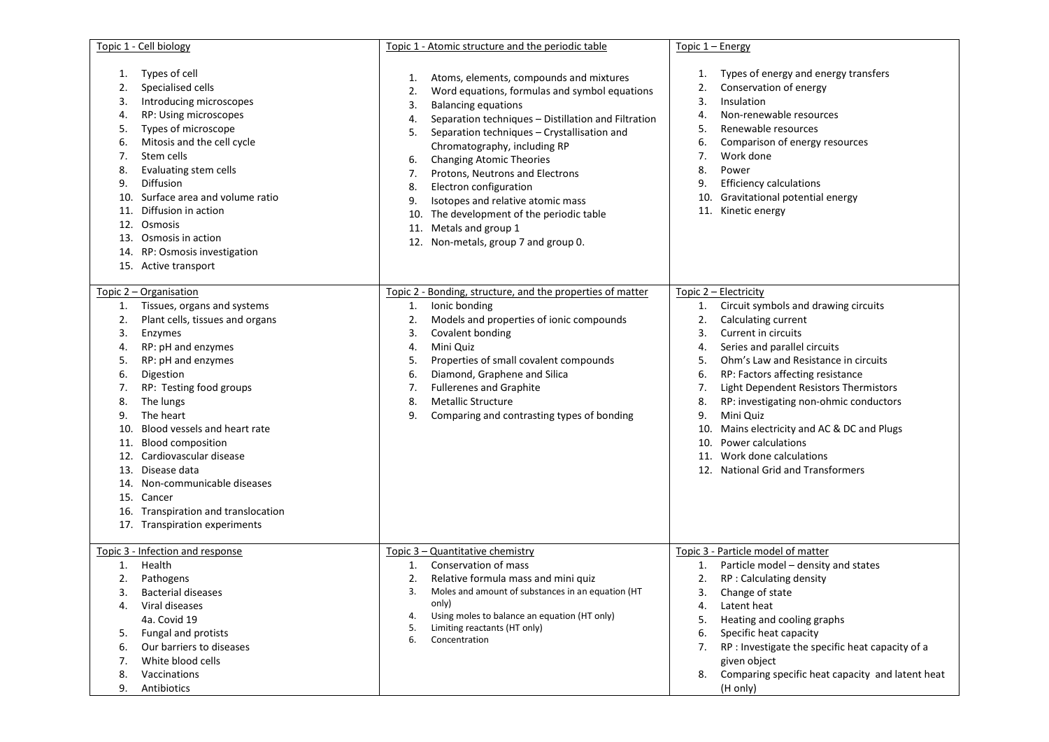| Topic 1 - Cell biology | Topic 1 - Atomic structure and the periodic table | Topic 1 – Energy |
|---|---|---|
| 1. Types of cell<br>2. Specialised cells<br>3. Introducing microscopes<br>4. RP: Using microscopes<br>5. Types of microscope<br>6. Mitosis and the cell cycle<br>7. Stem cells<br>8. Evaluating stem cells<br>9. Diffusion<br>10. Surface area and volume ratio<br>11. Diffusion in action<br>12. Osmosis<br>13. Osmosis in action<br>14. RP: Osmosis investigation<br>15. Active transport | 1. Atoms, elements, compounds and mixtures<br>2. Word equations, formulas and symbol equations<br>3. Balancing equations<br>4. Separation techniques – Distillation and Filtration<br>5. Separation techniques – Crystallisation and Chromatography, including RP<br>6. Changing Atomic Theories<br>7. Protons, Neutrons and Electrons<br>8. Electron configuration<br>9. Isotopes and relative atomic mass<br>10. The development of the periodic table<br>11. Metals and group 1<br>12. Non-metals, group 7 and group 0. | 1. Types of energy and energy transfers<br>2. Conservation of energy<br>3. Insulation<br>4. Non-renewable resources<br>5. Renewable resources<br>6. Comparison of energy resources<br>7. Work done<br>8. Power<br>9. Efficiency calculations<br>10. Gravitational potential energy<br>11. Kinetic energy |
| **Topic 2 – Organisation**<br>1. Tissues, organs and systems<br>2. Plant cells, tissues and organs<br>3. Enzymes<br>4. RP: pH and enzymes<br>5. RP: pH and enzymes<br>6. Digestion<br>7. RP: Testing food groups<br>8. The lungs<br>9. The heart<br>10. Blood vessels and heart rate<br>11. Blood composition<br>12. Cardiovascular disease<br>13. Disease data<br>14. Non-communicable diseases<br>15. Cancer<br>16. Transpiration and translocation<br>17. Transpiration experiments | **Topic 2 - Bonding, structure, and the properties of matter**<br>1. Ionic bonding<br>2. Models and properties of ionic compounds<br>3. Covalent bonding<br>4. Mini Quiz<br>5. Properties of small covalent compounds<br>6. Diamond, Graphene and Silica<br>7. Fullerenes and Graphite<br>8. Metallic Structure<br>9. Comparing and contrasting types of bonding | **Topic 2 – Electricity**<br>1. Circuit symbols and drawing circuits<br>2. Calculating current<br>3. Current in circuits<br>4. Series and parallel circuits<br>5. Ohm's Law and Resistance in circuits<br>6. RP: Factors affecting resistance<br>7. Light Dependent Resistors Thermistors<br>8. RP: investigating non-ohmic conductors<br>9. Mini Quiz<br>10. Mains electricity and AC & DC and Plugs<br>10. Power calculations<br>11. Work done calculations<br>12. National Grid and Transformers |
| **Topic 3 - Infection and response**<br>1. Health<br>2. Pathogens<br>3. Bacterial diseases<br>4. Viral diseases<br>4a. Covid 19<br>5. Fungal and protists<br>6. Our barriers to diseases<br>7. White blood cells<br>8. Vaccinations<br>9. Antibiotics | **Topic 3 – Quantitative chemistry**<br>1. Conservation of mass<br>2. Relative formula mass and mini quiz<br>3. Moles and amount of substances in an equation (HT only)<br>4. Using moles to balance an equation (HT only)<br>5. Limiting reactants (HT only)<br>6. Concentration | **Topic 3 - Particle model of matter**<br>1. Particle model – density and states<br>2. RP : Calculating density<br>3. Change of state<br>4. Latent heat<br>5. Heating and cooling graphs<br>6. Specific heat capacity<br>7. RP : Investigate the specific heat capacity of a given object<br>8. Comparing specific heat capacity and latent heat (H only) |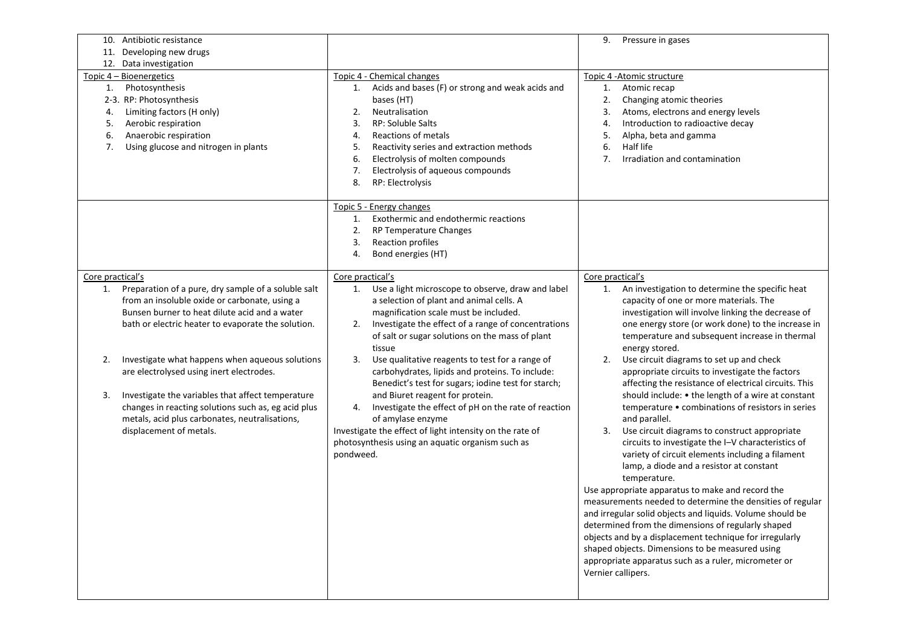| | | |
|---|---|---|
| 10. Antibiotic resistance<br>11. Developing new drugs<br>12. Data investigation | | 9. Pressure in gases |
| Topic 4 – Bioenergetics<br>1. Photosynthesis<br>2-3. RP: Photosynthesis<br>4. Limiting factors (H only)<br>5. Aerobic respiration<br>6. Anaerobic respiration<br>7. Using glucose and nitrogen in plants | Topic 4 - Chemical changes<br>1. Acids and bases (F) or strong and weak acids and bases (HT)<br>2. Neutralisation<br>3. RP: Soluble Salts<br>4. Reactions of metals<br>5. Reactivity series and extraction methods<br>6. Electrolysis of molten compounds<br>7. Electrolysis of aqueous compounds<br>8. RP: Electrolysis | Topic 4 -Atomic structure<br>1. Atomic recap<br>2. Changing atomic theories<br>3. Atoms, electrons and energy levels<br>4. Introduction to radioactive decay<br>5. Alpha, beta and gamma<br>6. Half life<br>7. Irradiation and contamination |
| | Topic 5 - Energy changes<br>1. Exothermic and endothermic reactions<br>2. RP Temperature Changes<br>3. Reaction profiles<br>4. Bond energies (HT) | |
| Core practical's<br>1. Preparation of a pure, dry sample of a soluble salt from an insoluble oxide or carbonate, using a Bunsen burner to heat dilute acid and a water bath or electric heater to evaporate the solution.<br>2. Investigate what happens when aqueous solutions are electrolysed using inert electrodes.<br>3. Investigate the variables that affect temperature changes in reacting solutions such as, eg acid plus metals, acid plus carbonates, neutralisations, displacement of metals. | Core practical's<br>1. Use a light microscope to observe, draw and label a selection of plant and animal cells. A magnification scale must be included.<br>2. Investigate the effect of a range of concentrations of salt or sugar solutions on the mass of plant tissue<br>3. Use qualitative reagents to test for a range of carbohydrates, lipids and proteins. To include: Benedict's test for sugars; iodine test for starch; and Biuret reagent for protein.<br>4. Investigate the effect of pH on the rate of reaction of amylase enzyme<br>Investigate the effect of light intensity on the rate of photosynthesis using an aquatic organism such as pondweed. | Core practical's<br>1. An investigation to determine the specific heat capacity of one or more materials. The investigation will involve linking the decrease of one energy store (or work done) to the increase in temperature and subsequent increase in thermal energy stored.<br>2. Use circuit diagrams to set up and check appropriate circuits to investigate the factors affecting the resistance of electrical circuits. This should include: • the length of a wire at constant temperature • combinations of resistors in series and parallel.<br>3. Use circuit diagrams to construct appropriate circuits to investigate the I–V characteristics of variety of circuit elements including a filament lamp, a diode and a resistor at constant temperature.<br>Use appropriate apparatus to make and record the measurements needed to determine the densities of regular and irregular solid objects and liquids. Volume should be determined from the dimensions of regularly shaped objects and by a displacement technique for irregularly shaped objects. Dimensions to be measured using appropriate apparatus such as a ruler, micrometer or Vernier callipers. |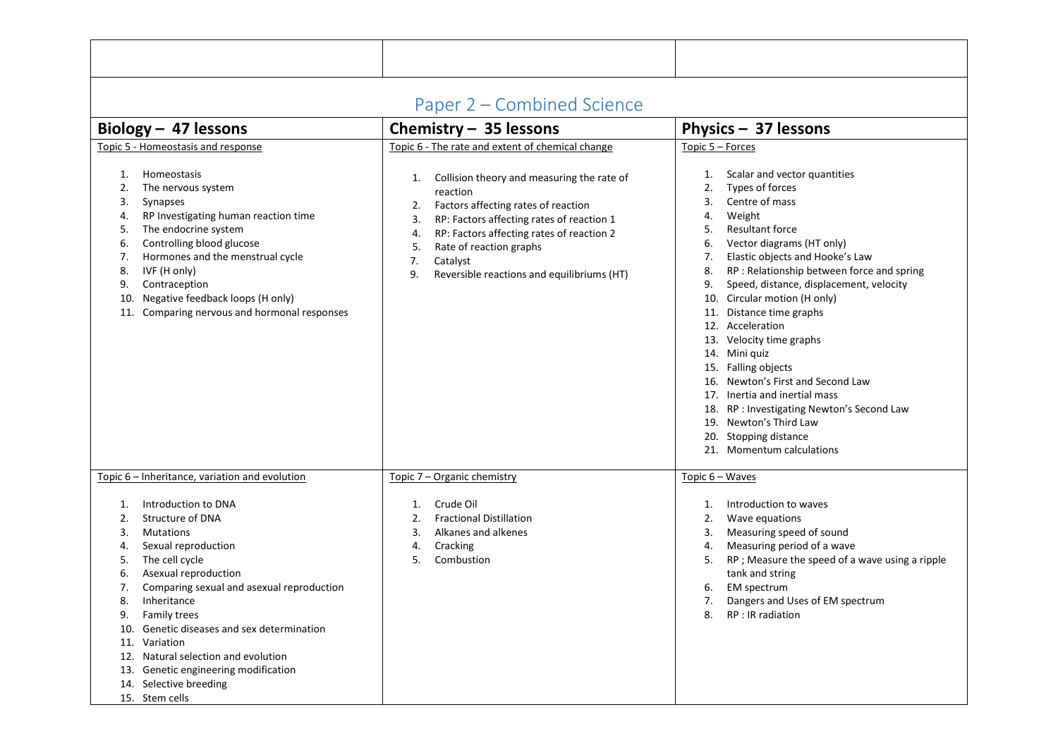# Paper 2 – Combined Science

| **Biology – 47 lessons** | **Chemistry – 35 lessons** | **Physics – 37 lessons** |
|---|---|---|
| Topic 5 - Homeostasis and response<br><br>1. Homeostasis<br>2. The nervous system<br>3. Synapses<br>4. RP Investigating human reaction time<br>5. The endocrine system<br>6. Controlling blood glucose<br>7. Hormones and the menstrual cycle<br>8. IVF (H only)<br>9. Contraception<br>10. Negative feedback loops (H only)<br>11. Comparing nervous and hormonal responses | Topic 6 - The rate and extent of chemical change<br><br>1. Collision theory and measuring the rate of reaction<br>2. Factors affecting rates of reaction<br>3. RP: Factors affecting rates of reaction 1<br>4. RP: Factors affecting rates of reaction 2<br>5. Rate of reaction graphs<br>7. Catalyst<br>9. Reversible reactions and equilibriums (HT) | Topic 5 – Forces<br><br>1. Scalar and vector quantities<br>2. Types of forces<br>3. Centre of mass<br>4. Weight<br>5. Resultant force<br>6. Vector diagrams (HT only)<br>7. Elastic objects and Hooke's Law<br>8. RP : Relationship between force and spring<br>9. Speed, distance, displacement, velocity<br>10. Circular motion (H only)<br>11. Distance time graphs<br>12. Acceleration<br>13. Velocity time graphs<br>14. Mini quiz<br>15. Falling objects<br>16. Newton's First and Second Law<br>17. Inertia and inertial mass<br>18. RP : Investigating Newton's Second Law<br>19. Newton's Third Law<br>20. Stopping distance<br>21. Momentum calculations |
| Topic 6 – Inheritance, variation and evolution<br><br>1. Introduction to DNA<br>2. Structure of DNA<br>3. Mutations<br>4. Sexual reproduction<br>5. The cell cycle<br>6. Asexual reproduction<br>7. Comparing sexual and asexual reproduction<br>8. Inheritance<br>9. Family trees<br>10. Genetic diseases and sex determination<br>11. Variation<br>12. Natural selection and evolution<br>13. Genetic engineering modification<br>14. Selective breeding<br>15. Stem cells | Topic 7 – Organic chemistry<br><br>1. Crude Oil<br>2. Fractional Distillation<br>3. Alkanes and alkenes<br>4. Cracking<br>5. Combustion | Topic 6 – Waves<br><br>1. Introduction to waves<br>2. Wave equations<br>3. Measuring speed of sound<br>4. Measuring period of a wave<br>5. RP ; Measure the speed of a wave using a ripple tank and string<br>6. EM spectrum<br>7. Dangers and Uses of EM spectrum<br>8. RP : IR radiation |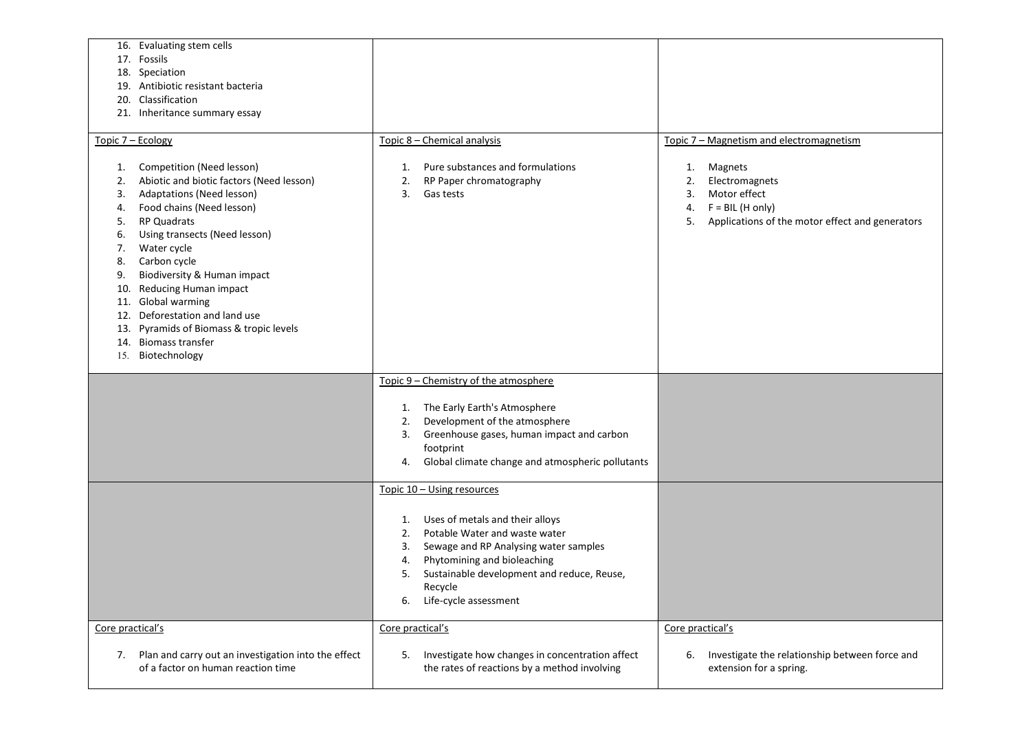| | | |
|---|---|---|
| 16. Evaluating stem cells<br>17. Fossils<br>18. Speciation<br>19. Antibiotic resistant bacteria<br>20. Classification<br>21. Inheritance summary essay | | |
| Topic 7 – Ecology<br><br>1. Competition (Need lesson)<br>2. Abiotic and biotic factors (Need lesson)<br>3. Adaptations (Need lesson)<br>4. Food chains (Need lesson)<br>5. RP Quadrats<br>6. Using transects (Need lesson)<br>7. Water cycle<br>8. Carbon cycle<br>9. Biodiversity & Human impact<br>10. Reducing Human impact<br>11. Global warming<br>12. Deforestation and land use<br>13. Pyramids of Biomass & tropic levels<br>14. Biomass transfer<br>15. Biotechnology | Topic 8 – Chemical analysis<br><br>1. Pure substances and formulations<br>2. RP Paper chromatography<br>3. Gas tests | Topic 7 – Magnetism and electromagnetism<br><br>1. Magnets<br>2. Electromagnets<br>3. Motor effect<br>4. F = BIL (H only)<br>5. Applications of the motor effect and generators |
| | Topic 9 – Chemistry of the atmosphere<br><br>1. The Early Earth's Atmosphere<br>2. Development of the atmosphere<br>3. Greenhouse gases, human impact and carbon footprint<br>4. Global climate change and atmospheric pollutants | |
| | Topic 10 – Using resources<br><br>1. Uses of metals and their alloys<br>2. Potable Water and waste water<br>3. Sewage and RP Analysing water samples<br>4. Phytomining and bioleaching<br>5. Sustainable development and reduce, Reuse, Recycle<br>6. Life-cycle assessment | |
| Core practical's<br><br>7. Plan and carry out an investigation into the effect of a factor on human reaction time | Core practical's<br><br>5. Investigate how changes in concentration affect the rates of reactions by a method involving | Core practical's<br><br>6. Investigate the relationship between force and extension for a spring. |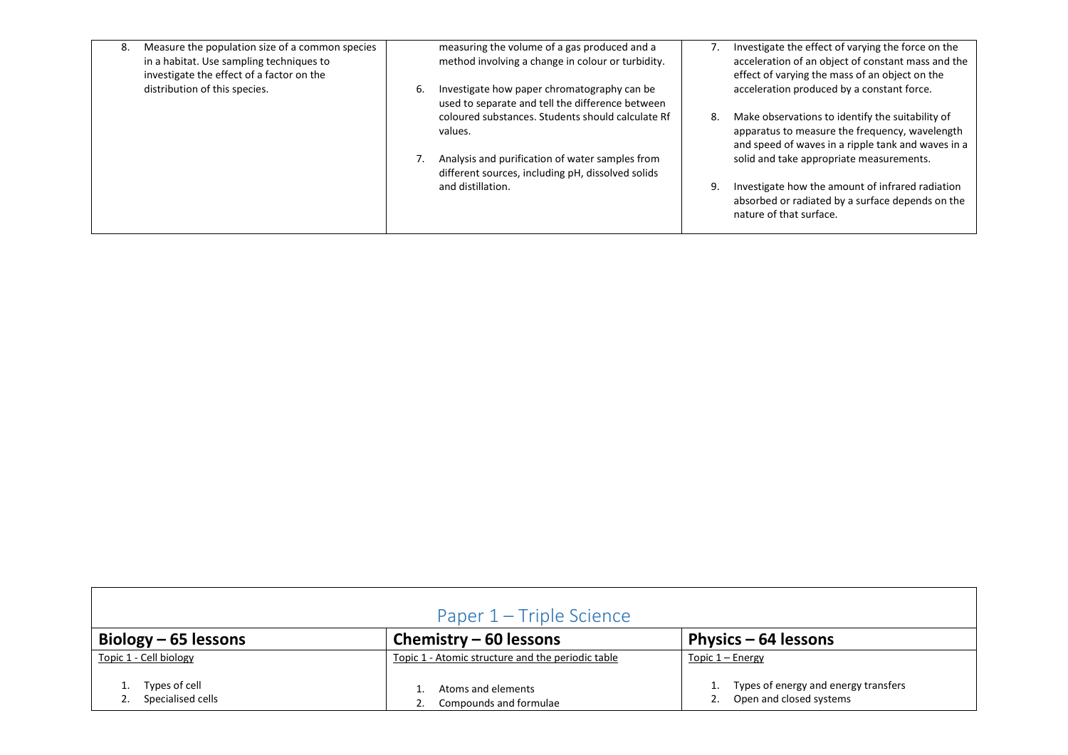| | | |
|---|---|---|
| 8. Measure the population size of a common species in a habitat. Use sampling techniques to investigate the effect of a factor on the distribution of this species. | measuring the volume of a gas produced and a method involving a change in colour or turbidity.<br><br>6. Investigate how paper chromatography can be used to separate and tell the difference between coloured substances. Students should calculate Rf values.<br><br>7. Analysis and purification of water samples from different sources, including pH, dissolved solids and distillation. | 7. Investigate the effect of varying the force on the acceleration of an object of constant mass and the effect of varying the mass of an object on the acceleration produced by a constant force.<br><br>8. Make observations to identify the suitability of apparatus to measure the frequency, wavelength and speed of waves in a ripple tank and waves in a solid and take appropriate measurements.<br><br>9. Investigate how the amount of infrared radiation absorbed or radiated by a surface depends on the nature of that surface. |

## Paper 1 – Triple Science

| **Biology – 65 lessons** | **Chemistry – 60 lessons** | **Physics – 64 lessons** |
|---|---|---|
| Topic 1 - Cell biology<br><br>1. Types of cell<br>2. Specialised cells | Topic 1 - Atomic structure and the periodic table<br><br>1. Atoms and elements<br>2. Compounds and formulae | Topic 1 – Energy<br><br>1. Types of energy and energy transfers<br>2. Open and closed systems |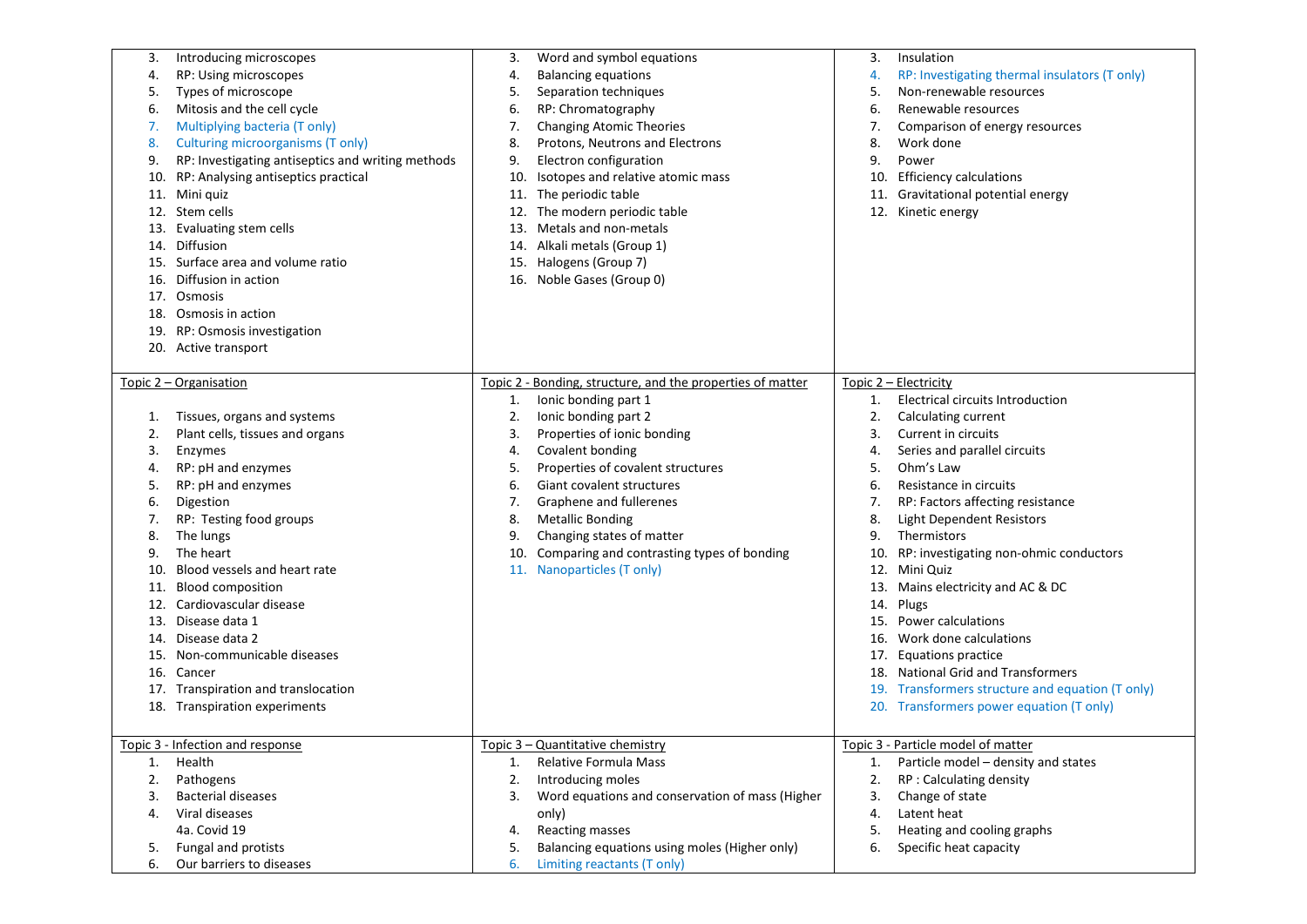| | | |
|---|---|---|
| 3. Introducing microscopes<br>4. RP: Using microscopes<br>5. Types of microscope<br>6. Mitosis and the cell cycle<br>7. Multiplying bacteria (T only)<br>8. Culturing microorganisms (T only)<br>9. RP: Investigating antiseptics and writing methods<br>10. RP: Analysing antiseptics practical<br>11. Mini quiz<br>12. Stem cells<br>13. Evaluating stem cells<br>14. Diffusion<br>15. Surface area and volume ratio<br>16. Diffusion in action<br>17. Osmosis<br>18. Osmosis in action<br>19. RP: Osmosis investigation<br>20. Active transport | 3. Word and symbol equations<br>4. Balancing equations<br>5. Separation techniques<br>6. RP: Chromatography<br>7. Changing Atomic Theories<br>8. Protons, Neutrons and Electrons<br>9. Electron configuration<br>10. Isotopes and relative atomic mass<br>11. The periodic table<br>12. The modern periodic table<br>13. Metals and non-metals<br>14. Alkali metals (Group 1)<br>15. Halogens (Group 7)<br>16. Noble Gases (Group 0) | 3. Insulation<br>4. RP: Investigating thermal insulators (T only)<br>5. Non-renewable resources<br>6. Renewable resources<br>7. Comparison of energy resources<br>8. Work done<br>9. Power<br>10. Efficiency calculations<br>11. Gravitational potential energy<br>12. Kinetic energy |
| Topic 2 – Organisation<br><br>1. Tissues, organs and systems<br>2. Plant cells, tissues and organs<br>3. Enzymes<br>4. RP: pH and enzymes<br>5. RP: pH and enzymes<br>6. Digestion<br>7. RP: Testing food groups<br>8. The lungs<br>9. The heart<br>10. Blood vessels and heart rate<br>11. Blood composition<br>12. Cardiovascular disease<br>13. Disease data 1<br>14. Disease data 2<br>15. Non-communicable diseases<br>16. Cancer<br>17. Transpiration and translocation<br>18. Transpiration experiments | Topic 2 - Bonding, structure, and the properties of matter<br>1. Ionic bonding part 1<br>2. Ionic bonding part 2<br>3. Properties of ionic bonding<br>4. Covalent bonding<br>5. Properties of covalent structures<br>6. Giant covalent structures<br>7. Graphene and fullerenes<br>8. Metallic Bonding<br>9. Changing states of matter<br>10. Comparing and contrasting types of bonding<br>11. Nanoparticles (T only) | Topic 2 – Electricity<br>1. Electrical circuits Introduction<br>2. Calculating current<br>3. Current in circuits<br>4. Series and parallel circuits<br>5. Ohm's Law<br>6. Resistance in circuits<br>7. RP: Factors affecting resistance<br>8. Light Dependent Resistors<br>9. Thermistors<br>10. RP: investigating non-ohmic conductors<br>12. Mini Quiz<br>13. Mains electricity and AC & DC<br>14. Plugs<br>15. Power calculations<br>16. Work done calculations<br>17. Equations practice<br>18. National Grid and Transformers<br>19. Transformers structure and equation (T only)<br>20. Transformers power equation (T only) |
| Topic 3 - Infection and response<br>1. Health<br>2. Pathogens<br>3. Bacterial diseases<br>4. Viral diseases<br>4a. Covid 19<br>5. Fungal and protists<br>6. Our barriers to diseases | Topic 3 – Quantitative chemistry<br>1. Relative Formula Mass<br>2. Introducing moles<br>3. Word equations and conservation of mass (Higher only)<br>4. Reacting masses<br>5. Balancing equations using moles (Higher only)<br>6. Limiting reactants (T only) | Topic 3 - Particle model of matter<br>1. Particle model – density and states<br>2. RP : Calculating density<br>3. Change of state<br>4. Latent heat<br>5. Heating and cooling graphs<br>6. Specific heat capacity |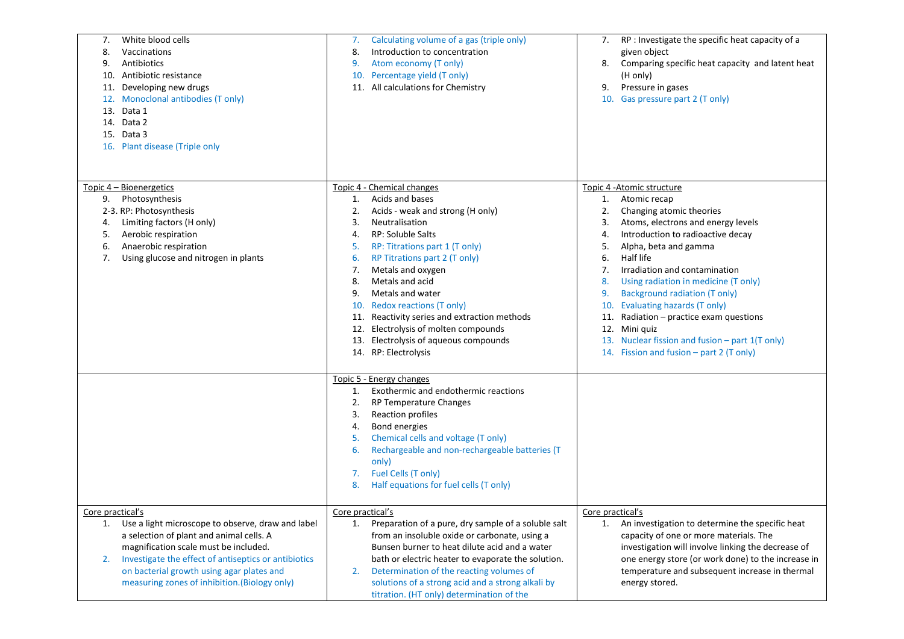| | | |
|---|---|---|
| 7. White blood cells<br>8. Vaccinations<br>9. Antibiotics<br>10. Antibiotic resistance<br>11. Developing new drugs<br>12. Monoclonal antibodies (T only)<br>13. Data 1<br>14. Data 2<br>15. Data 3<br>16. Plant disease (Triple only | 7. Calculating volume of a gas (triple only)<br>8. Introduction to concentration<br>9. Atom economy (T only)<br>10. Percentage yield (T only)<br>11. All calculations for Chemistry | 7. RP : Investigate the specific heat capacity of a given object<br>8. Comparing specific heat capacity and latent heat (H only)<br>9. Pressure in gases<br>10. Gas pressure part 2 (T only) |
| Topic 4 – Bioenergetics<br>9. Photosynthesis<br>2-3. RP: Photosynthesis<br>4. Limiting factors (H only)<br>5. Aerobic respiration<br>6. Anaerobic respiration<br>7. Using glucose and nitrogen in plants | Topic 4 - Chemical changes<br>1. Acids and bases<br>2. Acids - weak and strong (H only)<br>3. Neutralisation<br>4. RP: Soluble Salts<br>5. RP: Titrations part 1 (T only)<br>6. RP Titrations part 2 (T only)<br>7. Metals and oxygen<br>8. Metals and acid<br>9. Metals and water<br>10. Redox reactions (T only)<br>11. Reactivity series and extraction methods<br>12. Electrolysis of molten compounds<br>13. Electrolysis of aqueous compounds<br>14. RP: Electrolysis | Topic 4 -Atomic structure<br>1. Atomic recap<br>2. Changing atomic theories<br>3. Atoms, electrons and energy levels<br>4. Introduction to radioactive decay<br>5. Alpha, beta and gamma<br>6. Half life<br>7. Irradiation and contamination<br>8. Using radiation in medicine (T only)<br>9. Background radiation (T only)<br>10. Evaluating hazards (T only)<br>11. Radiation – practice exam questions<br>12. Mini quiz<br>13. Nuclear fission and fusion – part 1(T only)<br>14. Fission and fusion – part 2 (T only) |
| | Topic 5 - Energy changes<br>1. Exothermic and endothermic reactions<br>2. RP Temperature Changes<br>3. Reaction profiles<br>4. Bond energies<br>5. Chemical cells and voltage (T only)<br>6. Rechargeable and non-rechargeable batteries (T only)<br>7. Fuel Cells (T only)<br>8. Half equations for fuel cells (T only) | |
| Core practical's<br>1. Use a light microscope to observe, draw and label a selection of plant and animal cells. A magnification scale must be included.<br>2. Investigate the effect of antiseptics or antibiotics on bacterial growth using agar plates and measuring zones of inhibition.(Biology only) | Core practical's<br>1. Preparation of a pure, dry sample of a soluble salt from an insoluble oxide or carbonate, using a Bunsen burner to heat dilute acid and a water bath or electric heater to evaporate the solution.<br>2. Determination of the reacting volumes of solutions of a strong acid and a strong alkali by titration. (HT only) determination of the | Core practical's<br>1. An investigation to determine the specific heat capacity of one or more materials. The investigation will involve linking the decrease of one energy store (or work done) to the increase in temperature and subsequent increase in thermal energy stored. |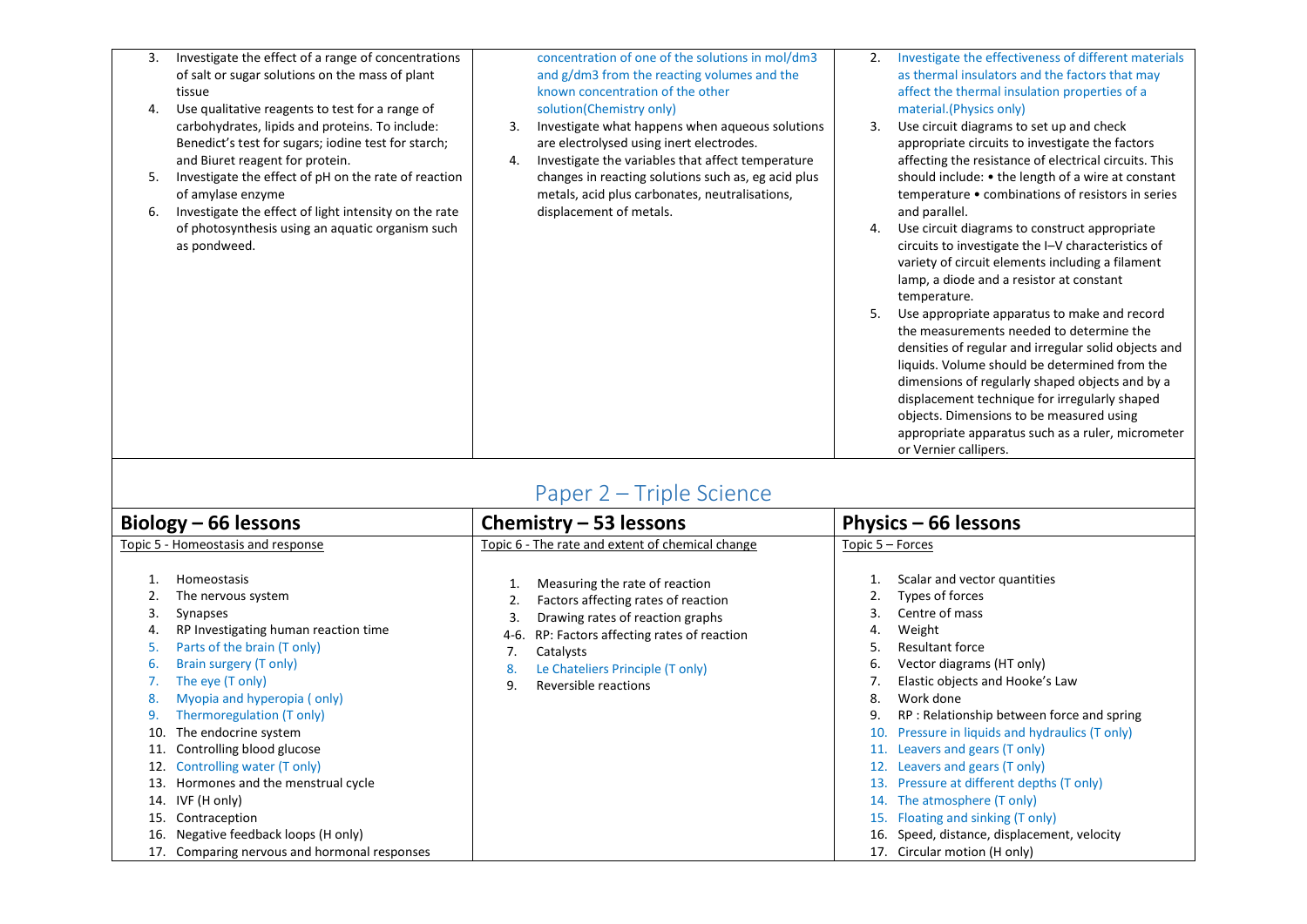| | | |
|---|---|---|
| 3. Investigate the effect of a range of concentrations of salt or sugar solutions on the mass of plant tissue<br>4. Use qualitative reagents to test for a range of carbohydrates, lipids and proteins. To include: Benedict's test for sugars; iodine test for starch; and Biuret reagent for protein.<br>5. Investigate the effect of pH on the rate of reaction of amylase enzyme<br>6. Investigate the effect of light intensity on the rate of photosynthesis using an aquatic organism such as pondweed. | concentration of one of the solutions in mol/dm3 and g/dm3 from the reacting volumes and the known concentration of the other solution(Chemistry only)<br>3. Investigate what happens when aqueous solutions are electrolysed using inert electrodes.<br>4. Investigate the variables that affect temperature changes in reacting solutions such as, eg acid plus metals, acid plus carbonates, neutralisations, displacement of metals. | 2. Investigate the effectiveness of different materials as thermal insulators and the factors that may affect the thermal insulation properties of a material.(Physics only)<br>3. Use circuit diagrams to set up and check appropriate circuits to investigate the factors affecting the resistance of electrical circuits. This should include: • the length of a wire at constant temperature • combinations of resistors in series and parallel.<br>4. Use circuit diagrams to construct appropriate circuits to investigate the I–V characteristics of variety of circuit elements including a filament lamp, a diode and a resistor at constant temperature.<br>5. Use appropriate apparatus to make and record the measurements needed to determine the densities of regular and irregular solid objects and liquids. Volume should be determined from the dimensions of regularly shaped objects and by a displacement technique for irregularly shaped objects. Dimensions to be measured using appropriate apparatus such as a ruler, micrometer or Vernier callipers. |

## Paper 2 – Triple Science

| **Biology – 66 lessons** | **Chemistry – 53 lessons** | **Physics – 66 lessons** |
|---|---|---|
| Topic 5 - Homeostasis and response<br><br>1. Homeostasis<br>2. The nervous system<br>3. Synapses<br>4. RP Investigating human reaction time<br>5. Parts of the brain (T only)<br>6. Brain surgery (T only)<br>7. The eye (T only)<br>8. Myopia and hyperopia ( only)<br>9. Thermoregulation (T only)<br>10. The endocrine system<br>11. Controlling blood glucose<br>12. Controlling water (T only)<br>13. Hormones and the menstrual cycle<br>14. IVF (H only)<br>15. Contraception<br>16. Negative feedback loops (H only)<br>17. Comparing nervous and hormonal responses | Topic 6 - The rate and extent of chemical change<br><br>1. Measuring the rate of reaction<br>2. Factors affecting rates of reaction<br>3. Drawing rates of reaction graphs<br>4-6. RP: Factors affecting rates of reaction<br>7. Catalysts<br>8. Le Chateliers Principle (T only)<br>9. Reversible reactions | Topic 5 – Forces<br><br>1. Scalar and vector quantities<br>2. Types of forces<br>3. Centre of mass<br>4. Weight<br>5. Resultant force<br>6. Vector diagrams (HT only)<br>7. Elastic objects and Hooke's Law<br>8. Work done<br>9. RP : Relationship between force and spring<br>10. Pressure in liquids and hydraulics (T only)<br>11. Leavers and gears (T only)<br>12. Leavers and gears (T only)<br>13. Pressure at different depths (T only)<br>14. The atmosphere (T only)<br>15. Floating and sinking (T only)<br>16. Speed, distance, displacement, velocity<br>17. Circular motion (H only) |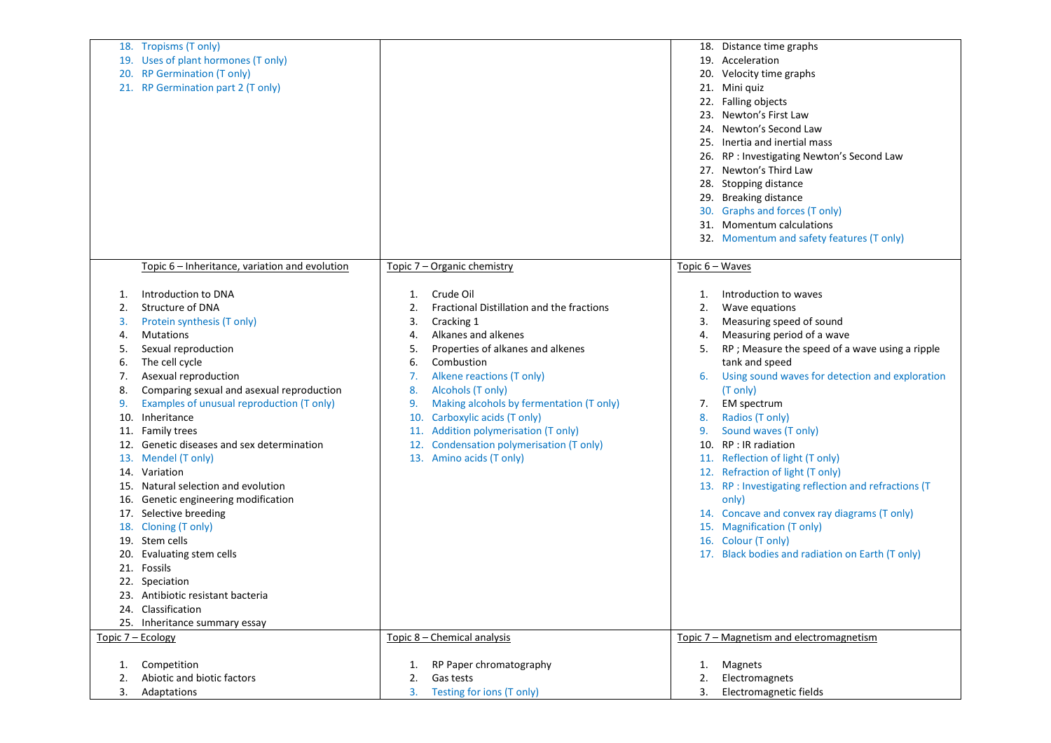| | | |
|---|---|---|
| 18. Tropisms (T only)<br>19. Uses of plant hormones (T only)<br>20. RP Germination (T only)<br>21. RP Germination part 2 (T only) | | 18. Distance time graphs<br>19. Acceleration<br>20. Velocity time graphs<br>21. Mini quiz<br>22. Falling objects<br>23. Newton's First Law<br>24. Newton's Second Law<br>25. Inertia and inertial mass<br>26. RP : Investigating Newton's Second Law<br>27. Newton's Third Law<br>28. Stopping distance<br>29. Breaking distance<br>30. Graphs and forces (T only)<br>31. Momentum calculations<br>32. Momentum and safety features (T only) |
| Topic 6 – Inheritance, variation and evolution<br><br>1. Introduction to DNA<br>2. Structure of DNA<br>3. Protein synthesis (T only)<br>4. Mutations<br>5. Sexual reproduction<br>6. The cell cycle<br>7. Asexual reproduction<br>8. Comparing sexual and asexual reproduction<br>9. Examples of unusual reproduction (T only)<br>10. Inheritance<br>11. Family trees<br>12. Genetic diseases and sex determination<br>13. Mendel (T only)<br>14. Variation<br>15. Natural selection and evolution<br>16. Genetic engineering modification<br>17. Selective breeding<br>18. Cloning (T only)<br>19. Stem cells<br>20. Evaluating stem cells<br>21. Fossils<br>22. Speciation<br>23. Antibiotic resistant bacteria<br>24. Classification<br>25. Inheritance summary essay | Topic 7 – Organic chemistry<br><br>1. Crude Oil<br>2. Fractional Distillation and the fractions<br>3. Cracking 1<br>4. Alkanes and alkenes<br>5. Properties of alkanes and alkenes<br>6. Combustion<br>7. Alkene reactions (T only)<br>8. Alcohols (T only)<br>9. Making alcohols by fermentation (T only)<br>10. Carboxylic acids (T only)<br>11. Addition polymerisation (T only)<br>12. Condensation polymerisation (T only)<br>13. Amino acids (T only) | Topic 6 – Waves<br><br>1. Introduction to waves<br>2. Wave equations<br>3. Measuring speed of sound<br>4. Measuring period of a wave<br>5. RP ; Measure the speed of a wave using a ripple tank and speed<br>6. Using sound waves for detection and exploration (T only)<br>7. EM spectrum<br>8. Radios (T only)<br>9. Sound waves (T only)<br>10. RP : IR radiation<br>11. Reflection of light (T only)<br>12. Refraction of light (T only)<br>13. RP : Investigating reflection and refractions (T only)<br>14. Concave and convex ray diagrams (T only)<br>15. Magnification (T only)<br>16. Colour (T only)<br>17. Black bodies and radiation on Earth (T only) |
| Topic 7 – Ecology<br><br>1. Competition<br>2. Abiotic and biotic factors<br>3. Adaptations | Topic 8 – Chemical analysis<br><br>1. RP Paper chromatography<br>2. Gas tests<br>3. Testing for ions (T only) | Topic 7 – Magnetism and electromagnetism<br><br>1. Magnets<br>2. Electromagnets<br>3. Electromagnetic fields |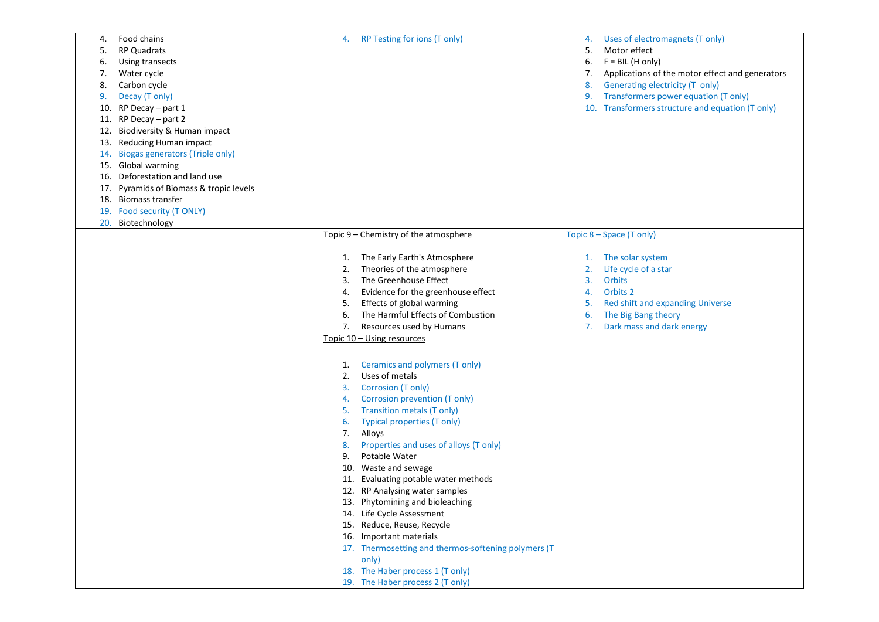| | | |
|---|---|---|
| 4. Food chains<br>5. RP Quadrats<br>6. Using transects<br>7. Water cycle<br>8. Carbon cycle<br>9. Decay (T only)<br>10. RP Decay – part 1<br>11. RP Decay – part 2<br>12. Biodiversity & Human impact<br>13. Reducing Human impact<br>14. Biogas generators (Triple only)<br>15. Global warming<br>16. Deforestation and land use<br>17. Pyramids of Biomass & tropic levels<br>18. Biomass transfer<br>19. Food security (T ONLY)<br>20. Biotechnology | 4. RP Testing for ions (T only) | 4. Uses of electromagnets (T only)<br>5. Motor effect<br>6. F = BIL (H only)<br>7. Applications of the motor effect and generators<br>8. Generating electricity (T only)<br>9. Transformers power equation (T only)<br>10. Transformers structure and equation (T only) |
| | Topic 9 – Chemistry of the atmosphere<br><br>1. The Early Earth's Atmosphere<br>2. Theories of the atmosphere<br>3. The Greenhouse Effect<br>4. Evidence for the greenhouse effect<br>5. Effects of global warming<br>6. The Harmful Effects of Combustion<br>7. Resources used by Humans | Topic 8 – Space (T only)<br><br>1. The solar system<br>2. Life cycle of a star<br>3. Orbits<br>4. Orbits 2<br>5. Red shift and expanding Universe<br>6. The Big Bang theory<br>7. Dark mass and dark energy |
| | Topic 10 – Using resources<br><br>1. Ceramics and polymers (T only)<br>2. Uses of metals<br>3. Corrosion (T only)<br>4. Corrosion prevention (T only)<br>5. Transition metals (T only)<br>6. Typical properties (T only)<br>7. Alloys<br>8. Properties and uses of alloys (T only)<br>9. Potable Water<br>10. Waste and sewage<br>11. Evaluating potable water methods<br>12. RP Analysing water samples<br>13. Phytomining and bioleaching<br>14. Life Cycle Assessment<br>15. Reduce, Reuse, Recycle<br>16. Important materials<br>17. Thermosetting and thermos-softening polymers (T only)<br>18. The Haber process 1 (T only)<br>19. The Haber process 2 (T only) | |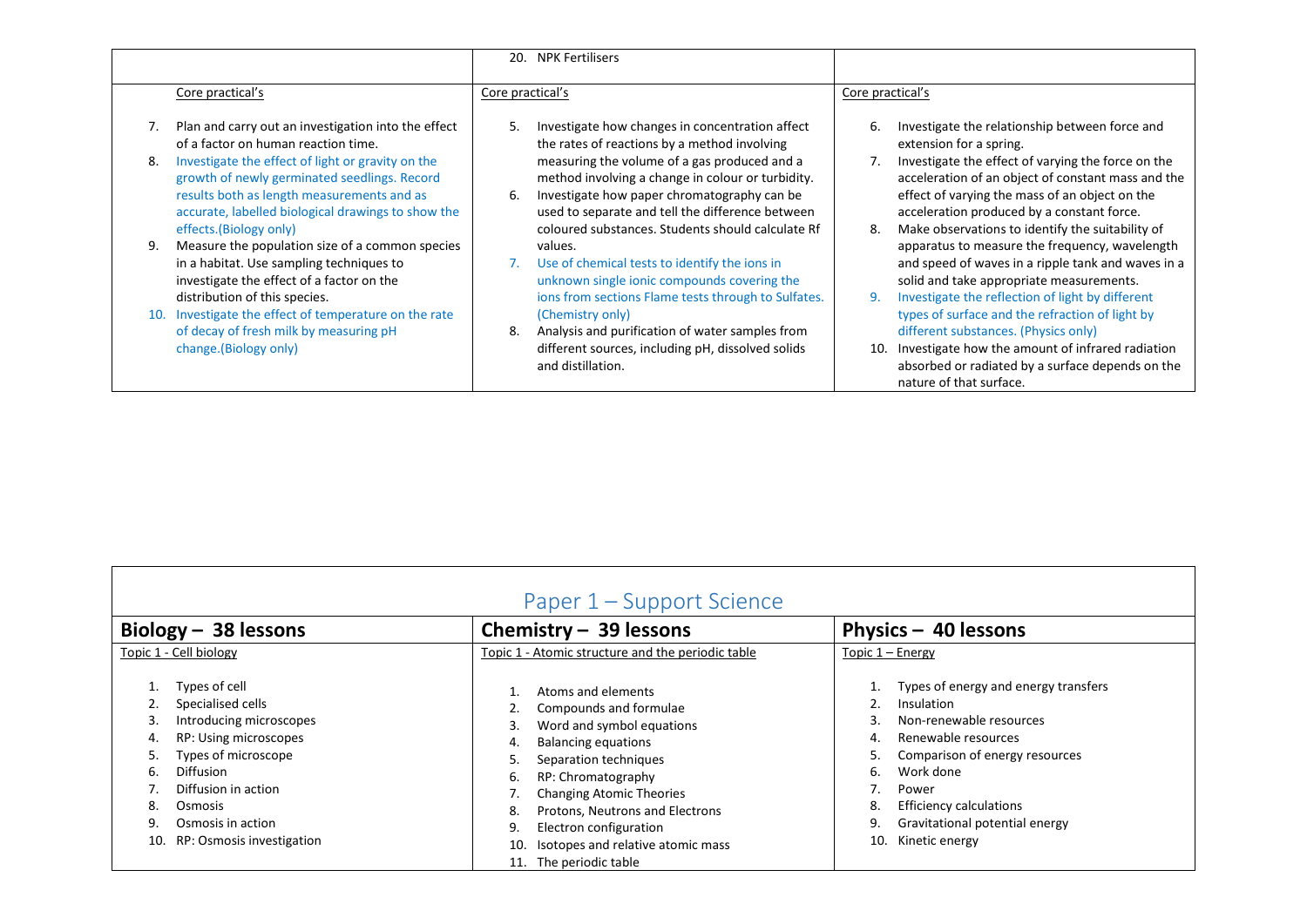| | 20. NPK Fertilisers | |
|---|---|---|
| Core practical's<br><br>7. Plan and carry out an investigation into the effect of a factor on human reaction time.<br>8. Investigate the effect of light or gravity on the growth of newly germinated seedlings. Record results both as length measurements and as accurate, labelled biological drawings to show the effects.(Biology only)<br>9. Measure the population size of a common species in a habitat. Use sampling techniques to investigate the effect of a factor on the distribution of this species.<br>10. Investigate the effect of temperature on the rate of decay of fresh milk by measuring pH change.(Biology only) | Core practical's<br><br>5. Investigate how changes in concentration affect the rates of reactions by a method involving measuring the volume of a gas produced and a method involving a change in colour or turbidity.<br>6. Investigate how paper chromatography can be used to separate and tell the difference between coloured substances. Students should calculate Rf values.<br>7. Use of chemical tests to identify the ions in unknown single ionic compounds covering the ions from sections Flame tests through to Sulfates. (Chemistry only)<br>8. Analysis and purification of water samples from different sources, including pH, dissolved solids and distillation. | Core practical's<br><br>6. Investigate the relationship between force and extension for a spring.<br>7. Investigate the effect of varying the force on the acceleration of an object of constant mass and the effect of varying the mass of an object on the acceleration produced by a constant force.<br>8. Make observations to identify the suitability of apparatus to measure the frequency, wavelength and speed of waves in a ripple tank and waves in a solid and take appropriate measurements.<br>9. Investigate the reflection of light by different types of surface and the refraction of light by different substances. (Physics only)<br>10. Investigate how the amount of infrared radiation absorbed or radiated by a surface depends on the nature of that surface. |

## Paper 1 – Support Science

| **Biology – 38 lessons** | **Chemistry – 39 lessons** | **Physics – 40 lessons** |
|---|---|---|
| Topic 1 - Cell biology<br><br>1. Types of cell<br>2. Specialised cells<br>3. Introducing microscopes<br>4. RP: Using microscopes<br>5. Types of microscope<br>6. Diffusion<br>7. Diffusion in action<br>8. Osmosis<br>9. Osmosis in action<br>10. RP: Osmosis investigation | Topic 1 - Atomic structure and the periodic table<br><br>1. Atoms and elements<br>2. Compounds and formulae<br>3. Word and symbol equations<br>4. Balancing equations<br>5. Separation techniques<br>6. RP: Chromatography<br>7. Changing Atomic Theories<br>8. Protons, Neutrons and Electrons<br>9. Electron configuration<br>10. Isotopes and relative atomic mass<br>11. The periodic table | Topic 1 – Energy<br><br>1. Types of energy and energy transfers<br>2. Insulation<br>3. Non-renewable resources<br>4. Renewable resources<br>5. Comparison of energy resources<br>6. Work done<br>7. Power<br>8. Efficiency calculations<br>9. Gravitational potential energy<br>10. Kinetic energy |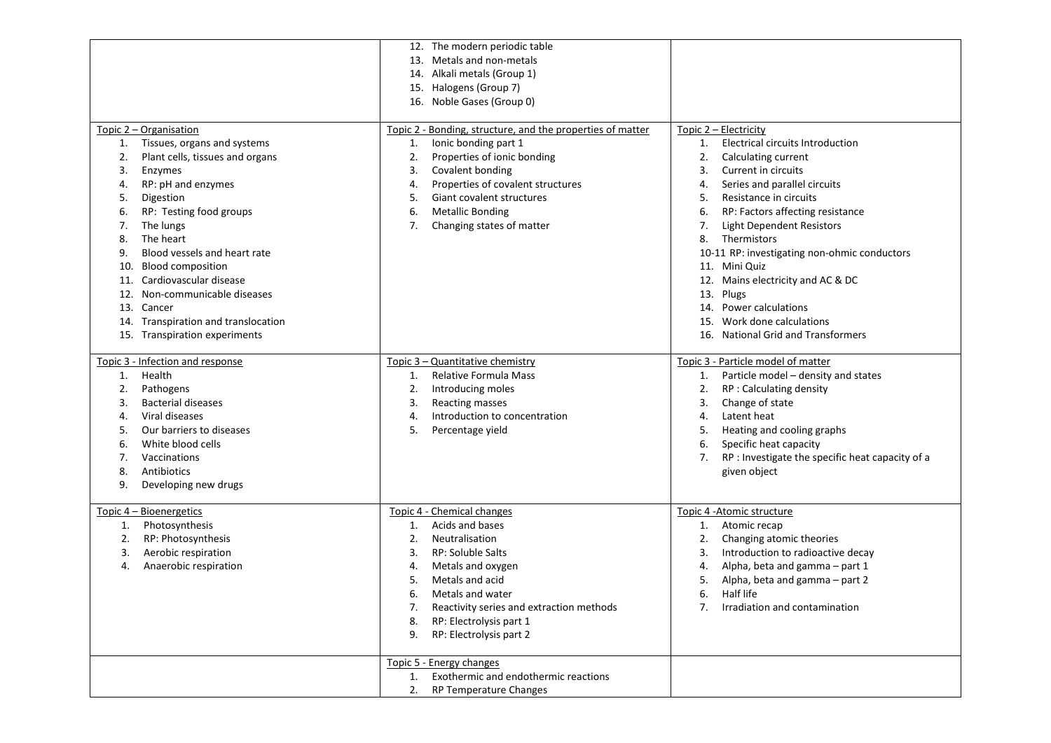| | | |
|---|---|---|
| | 12. The modern periodic table<br>13. Metals and non-metals<br>14. Alkali metals (Group 1)<br>15. Halogens (Group 7)<br>16. Noble Gases (Group 0) | |
| Topic 2 – Organisation<br>1. Tissues, organs and systems<br>2. Plant cells, tissues and organs<br>3. Enzymes<br>4. RP: pH and enzymes<br>5. Digestion<br>6. RP: Testing food groups<br>7. The lungs<br>8. The heart<br>9. Blood vessels and heart rate<br>10. Blood composition<br>11. Cardiovascular disease<br>12. Non-communicable diseases<br>13. Cancer<br>14. Transpiration and translocation<br>15. Transpiration experiments | Topic 2 - Bonding, structure, and the properties of matter<br>1. Ionic bonding part 1<br>2. Properties of ionic bonding<br>3. Covalent bonding<br>4. Properties of covalent structures<br>5. Giant covalent structures<br>6. Metallic Bonding<br>7. Changing states of matter | Topic 2 – Electricity<br>1. Electrical circuits Introduction<br>2. Calculating current<br>3. Current in circuits<br>4. Series and parallel circuits<br>5. Resistance in circuits<br>6. RP: Factors affecting resistance<br>7. Light Dependent Resistors<br>8. Thermistors<br>10-11 RP: investigating non-ohmic conductors<br>11. Mini Quiz<br>12. Mains electricity and AC & DC<br>13. Plugs<br>14. Power calculations<br>15. Work done calculations<br>16. National Grid and Transformers |
| Topic 3 - Infection and response<br>1. Health<br>2. Pathogens<br>3. Bacterial diseases<br>4. Viral diseases<br>5. Our barriers to diseases<br>6. White blood cells<br>7. Vaccinations<br>8. Antibiotics<br>9. Developing new drugs | Topic 3 – Quantitative chemistry<br>1. Relative Formula Mass<br>2. Introducing moles<br>3. Reacting masses<br>4. Introduction to concentration<br>5. Percentage yield | Topic 3 - Particle model of matter<br>1. Particle model – density and states<br>2. RP : Calculating density<br>3. Change of state<br>4. Latent heat<br>5. Heating and cooling graphs<br>6. Specific heat capacity<br>7. RP : Investigate the specific heat capacity of a given object |
| Topic 4 – Bioenergetics<br>1. Photosynthesis<br>2. RP: Photosynthesis<br>3. Aerobic respiration<br>4. Anaerobic respiration | Topic 4 - Chemical changes<br>1. Acids and bases<br>2. Neutralisation<br>3. RP: Soluble Salts<br>4. Metals and oxygen<br>5. Metals and acid<br>6. Metals and water<br>7. Reactivity series and extraction methods<br>8. RP: Electrolysis part 1<br>9. RP: Electrolysis part 2 | Topic 4 -Atomic structure<br>1. Atomic recap<br>2. Changing atomic theories<br>3. Introduction to radioactive decay<br>4. Alpha, beta and gamma – part 1<br>5. Alpha, beta and gamma – part 2<br>6. Half life<br>7. Irradiation and contamination |
| | Topic 5 - Energy changes<br>1. Exothermic and endothermic reactions<br>2. RP Temperature Changes | |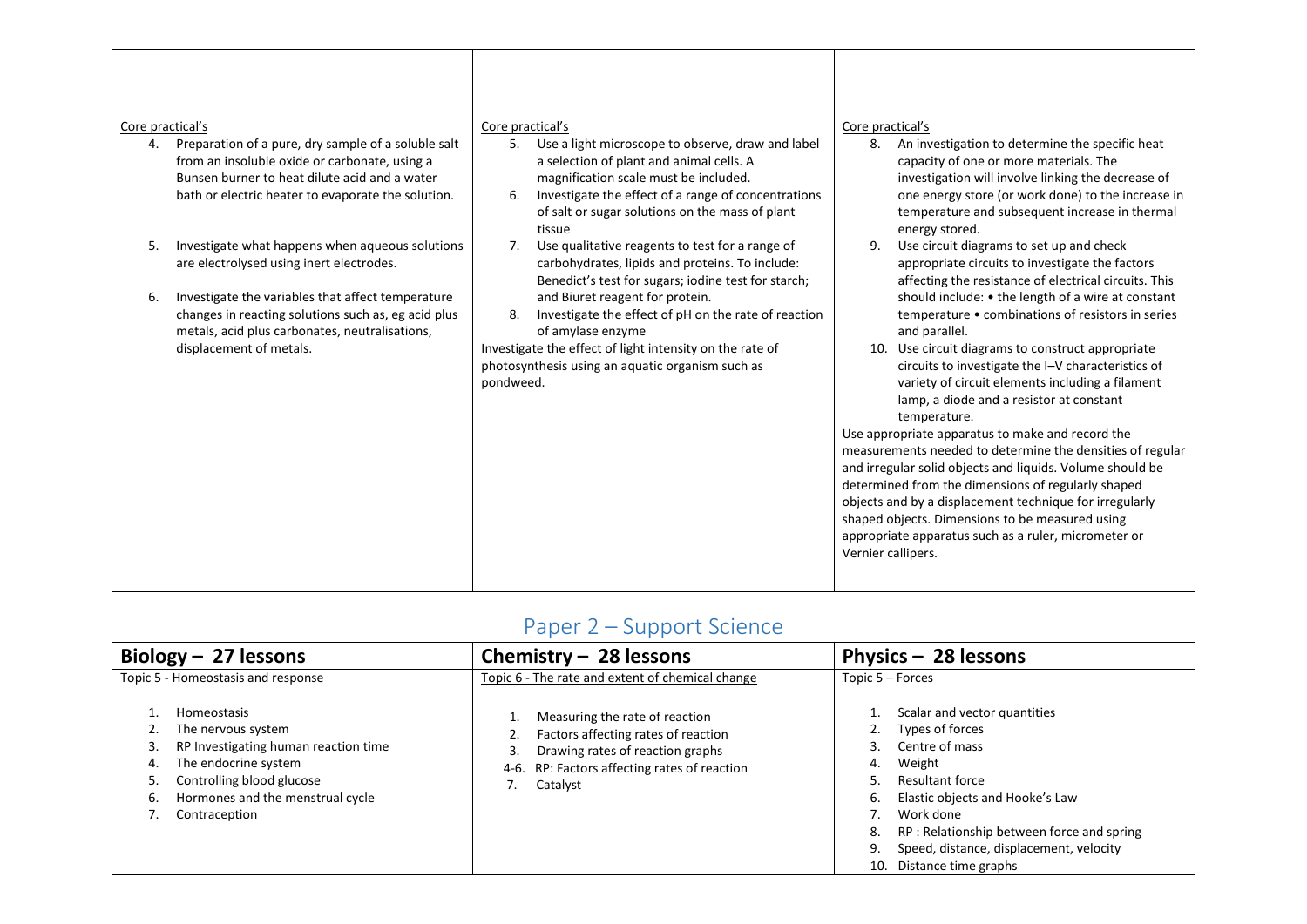| | | |
|---|---|---|
| | | |
| Core practical's<br>4. Preparation of a pure, dry sample of a soluble salt from an insoluble oxide or carbonate, using a Bunsen burner to heat dilute acid and a water bath or electric heater to evaporate the solution.<br>5. Investigate what happens when aqueous solutions are electrolysed using inert electrodes.<br>6. Investigate the variables that affect temperature changes in reacting solutions such as, eg acid plus metals, acid plus carbonates, neutralisations, displacement of metals. | Core practical's<br>5. Use a light microscope to observe, draw and label a selection of plant and animal cells. A magnification scale must be included.<br>6. Investigate the effect of a range of concentrations of salt or sugar solutions on the mass of plant tissue<br>7. Use qualitative reagents to test for a range of carbohydrates, lipids and proteins. To include: Benedict's test for sugars; iodine test for starch; and Biuret reagent for protein.<br>8. Investigate the effect of pH on the rate of reaction of amylase enzyme<br>Investigate the effect of light intensity on the rate of photosynthesis using an aquatic organism such as pondweed. | Core practical's<br>8. An investigation to determine the specific heat capacity of one or more materials. The investigation will involve linking the decrease of one energy store (or work done) to the increase in temperature and subsequent increase in thermal energy stored.<br>9. Use circuit diagrams to set up and check appropriate circuits to investigate the factors affecting the resistance of electrical circuits. This should include: • the length of a wire at constant temperature • combinations of resistors in series and parallel.<br>10. Use circuit diagrams to construct appropriate circuits to investigate the I–V characteristics of variety of circuit elements including a filament lamp, a diode and a resistor at constant temperature.<br>Use appropriate apparatus to make and record the measurements needed to determine the densities of regular and irregular solid objects and liquids. Volume should be determined from the dimensions of regularly shaped objects and by a displacement technique for irregularly shaped objects. Dimensions to be measured using appropriate apparatus such as a ruler, micrometer or Vernier callipers. |

## Paper 2 – Support Science

| **Biology – 27 lessons** | **Chemistry – 28 lessons** | **Physics – 28 lessons** |
|---|---|---|
| Topic 5 - Homeostasis and response<br>1. Homeostasis<br>2. The nervous system<br>3. RP Investigating human reaction time<br>4. The endocrine system<br>5. Controlling blood glucose<br>6. Hormones and the menstrual cycle<br>7. Contraception | Topic 6 - The rate and extent of chemical change<br>1. Measuring the rate of reaction<br>2. Factors affecting rates of reaction<br>3. Drawing rates of reaction graphs<br>4-6. RP: Factors affecting rates of reaction<br>7. Catalyst | Topic 5 – Forces<br>1. Scalar and vector quantities<br>2. Types of forces<br>3. Centre of mass<br>4. Weight<br>5. Resultant force<br>6. Elastic objects and Hooke's Law<br>7. Work done<br>8. RP : Relationship between force and spring<br>9. Speed, distance, displacement, velocity<br>10. Distance time graphs |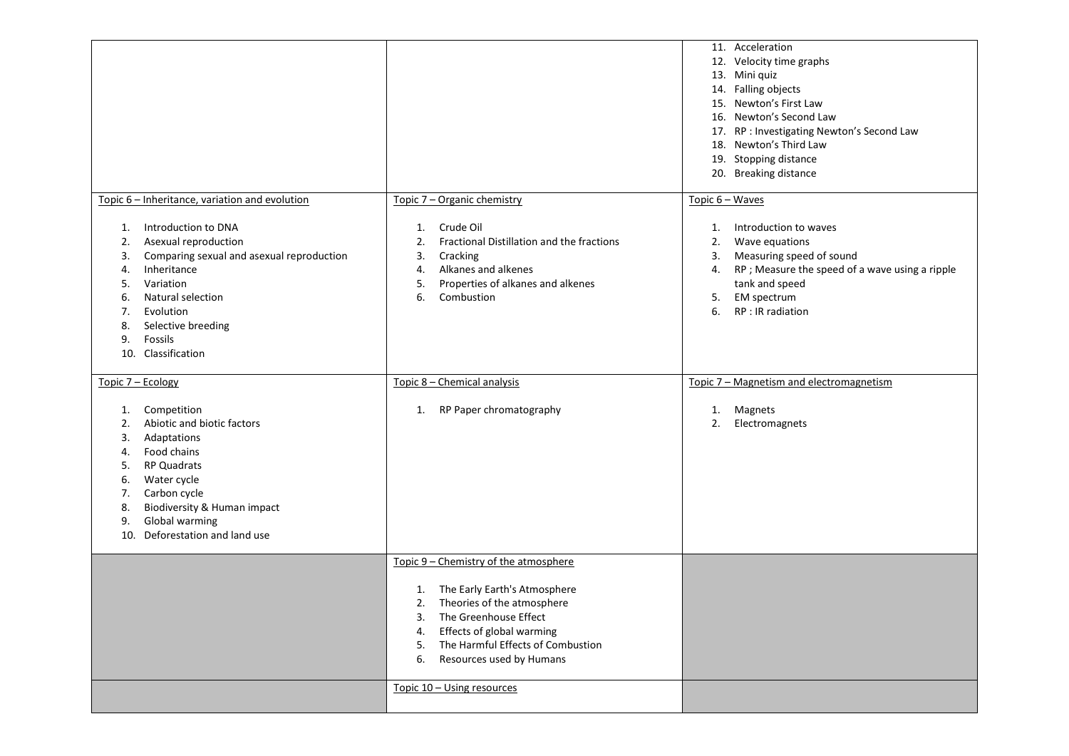| | | |
|---|---|---|
| | | 11. Acceleration<br>12. Velocity time graphs<br>13. Mini quiz<br>14. Falling objects<br>15. Newton's First Law<br>16. Newton's Second Law<br>17. RP : Investigating Newton's Second Law<br>18. Newton's Third Law<br>19. Stopping distance<br>20. Breaking distance |
| Topic 6 – Inheritance, variation and evolution<br><br>1. Introduction to DNA<br>2. Asexual reproduction<br>3. Comparing sexual and asexual reproduction<br>4. Inheritance<br>5. Variation<br>6. Natural selection<br>7. Evolution<br>8. Selective breeding<br>9. Fossils<br>10. Classification | Topic 7 – Organic chemistry<br><br>1. Crude Oil<br>2. Fractional Distillation and the fractions<br>3. Cracking<br>4. Alkanes and alkenes<br>5. Properties of alkanes and alkenes<br>6. Combustion | Topic 6 – Waves<br><br>1. Introduction to waves<br>2. Wave equations<br>3. Measuring speed of sound<br>4. RP ; Measure the speed of a wave using a ripple tank and speed<br>5. EM spectrum<br>6. RP : IR radiation |
| Topic 7 – Ecology<br><br>1. Competition<br>2. Abiotic and biotic factors<br>3. Adaptations<br>4. Food chains<br>5. RP Quadrats<br>6. Water cycle<br>7. Carbon cycle<br>8. Biodiversity & Human impact<br>9. Global warming<br>10. Deforestation and land use | Topic 8 – Chemical analysis<br><br>1. RP Paper chromatography | Topic 7 – Magnetism and electromagnetism<br><br>1. Magnets<br>2. Electromagnets |
| | Topic 9 – Chemistry of the atmosphere<br><br>1. The Early Earth's Atmosphere<br>2. Theories of the atmosphere<br>3. The Greenhouse Effect<br>4. Effects of global warming<br>5. The Harmful Effects of Combustion<br>6. Resources used by Humans | |
| | Topic 10 – Using resources | |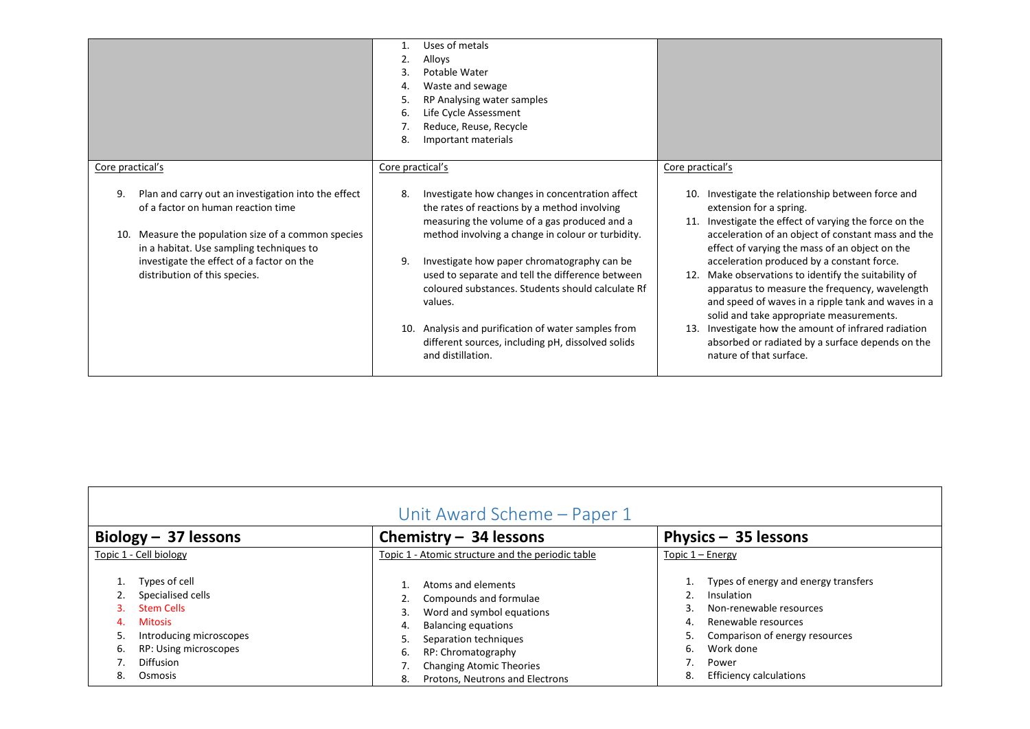| | | |
|---|---|---|
| | 1. Uses of metals<br>2. Alloys<br>3. Potable Water<br>4. Waste and sewage<br>5. RP Analysing water samples<br>6. Life Cycle Assessment<br>7. Reduce, Reuse, Recycle<br>8. Important materials | |
| Core practical's<br><br>9. Plan and carry out an investigation into the effect of a factor on human reaction time<br><br>10. Measure the population size of a common species in a habitat. Use sampling techniques to investigate the effect of a factor on the distribution of this species. | Core practical's<br><br>8. Investigate how changes in concentration affect the rates of reactions by a method involving measuring the volume of a gas produced and a method involving a change in colour or turbidity.<br><br>9. Investigate how paper chromatography can be used to separate and tell the difference between coloured substances. Students should calculate Rf values.<br><br>10. Analysis and purification of water samples from different sources, including pH, dissolved solids and distillation. | Core practical's<br><br>10. Investigate the relationship between force and extension for a spring.<br>11. Investigate the effect of varying the force on the acceleration of an object of constant mass and the effect of varying the mass of an object on the acceleration produced by a constant force.<br>12. Make observations to identify the suitability of apparatus to measure the frequency, wavelength and speed of waves in a ripple tank and waves in a solid and take appropriate measurements.<br>13. Investigate how the amount of infrared radiation absorbed or radiated by a surface depends on the nature of that surface. |

## Unit Award Scheme – Paper 1

| **Biology – 37 lessons** | **Chemistry – 34 lessons** | **Physics – 35 lessons** |
|---|---|---|
| Topic 1 - Cell biology<br><br>1. Types of cell<br>2. Specialised cells<br>3. Stem Cells<br>4. Mitosis<br>5. Introducing microscopes<br>6. RP: Using microscopes<br>7. Diffusion<br>8. Osmosis | Topic 1 - Atomic structure and the periodic table<br><br>1. Atoms and elements<br>2. Compounds and formulae<br>3. Word and symbol equations<br>4. Balancing equations<br>5. Separation techniques<br>6. RP: Chromatography<br>7. Changing Atomic Theories<br>8. Protons, Neutrons and Electrons | Topic 1 – Energy<br><br>1. Types of energy and energy transfers<br>2. Insulation<br>3. Non-renewable resources<br>4. Renewable resources<br>5. Comparison of energy resources<br>6. Work done<br>7. Power<br>8. Efficiency calculations |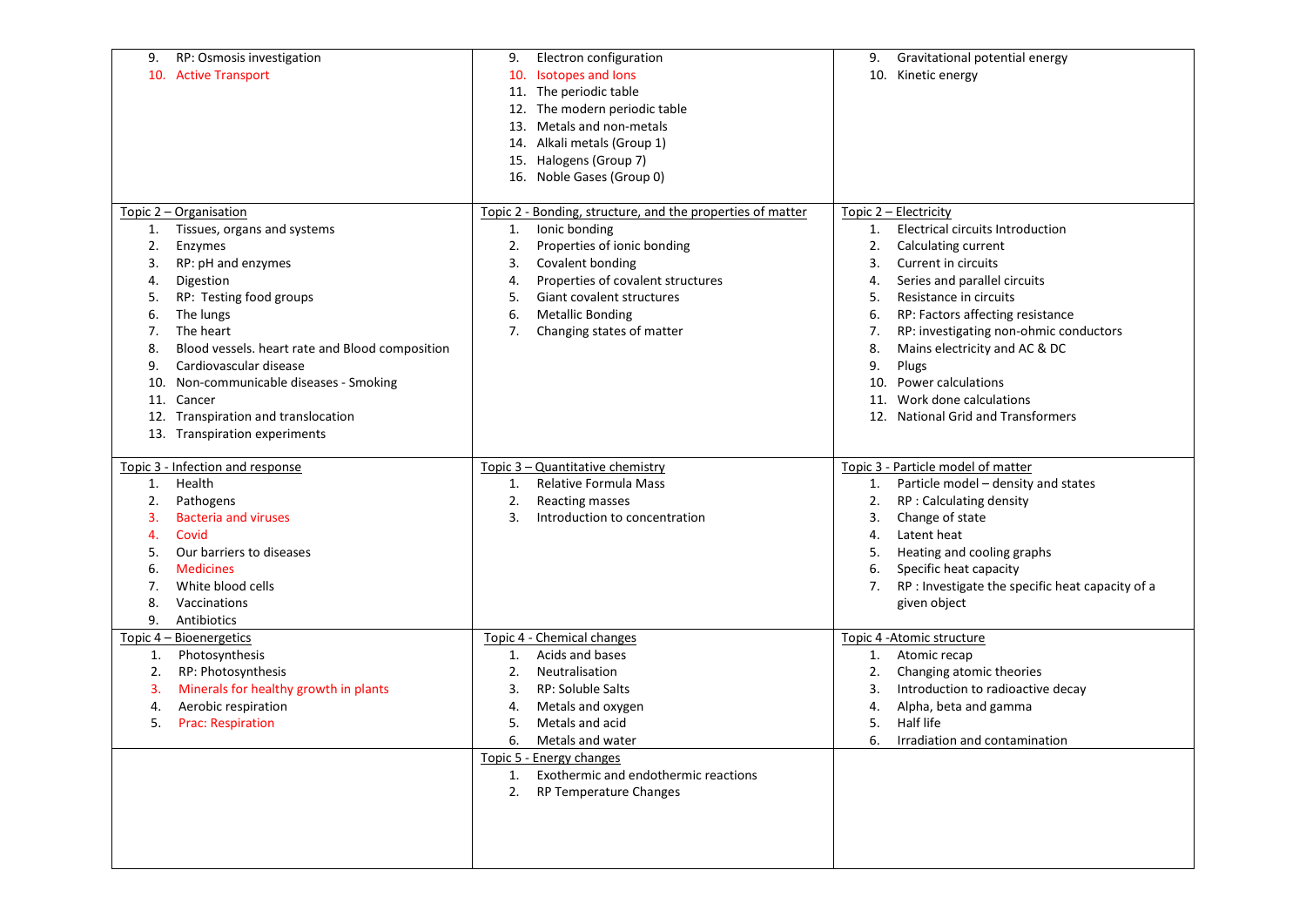| | | |
|---|---|---|
| 9. RP: Osmosis investigation<br>10. Active Transport | 9. Electron configuration<br>10. Isotopes and Ions<br>11. The periodic table<br>12. The modern periodic table<br>13. Metals and non-metals<br>14. Alkali metals (Group 1)<br>15. Halogens (Group 7)<br>16. Noble Gases (Group 0) | 9. Gravitational potential energy<br>10. Kinetic energy |
| Topic 2 – Organisation<br>1. Tissues, organs and systems<br>2. Enzymes<br>3. RP: pH and enzymes<br>4. Digestion<br>5. RP: Testing food groups<br>6. The lungs<br>7. The heart<br>8. Blood vessels. heart rate and Blood composition<br>9. Cardiovascular disease<br>10. Non-communicable diseases - Smoking<br>11. Cancer<br>12. Transpiration and translocation<br>13. Transpiration experiments | Topic 2 - Bonding, structure, and the properties of matter<br>1. Ionic bonding<br>2. Properties of ionic bonding<br>3. Covalent bonding<br>4. Properties of covalent structures<br>5. Giant covalent structures<br>6. Metallic Bonding<br>7. Changing states of matter | Topic 2 – Electricity<br>1. Electrical circuits Introduction<br>2. Calculating current<br>3. Current in circuits<br>4. Series and parallel circuits<br>5. Resistance in circuits<br>6. RP: Factors affecting resistance<br>7. RP: investigating non-ohmic conductors<br>8. Mains electricity and AC & DC<br>9. Plugs<br>10. Power calculations<br>11. Work done calculations<br>12. National Grid and Transformers |
| Topic 3 - Infection and response<br>1. Health<br>2. Pathogens<br>3. Bacteria and viruses<br>4. Covid<br>5. Our barriers to diseases<br>6. Medicines<br>7. White blood cells<br>8. Vaccinations<br>9. Antibiotics | Topic 3 – Quantitative chemistry<br>1. Relative Formula Mass<br>2. Reacting masses<br>3. Introduction to concentration | Topic 3 - Particle model of matter<br>1. Particle model – density and states<br>2. RP : Calculating density<br>3. Change of state<br>4. Latent heat<br>5. Heating and cooling graphs<br>6. Specific heat capacity<br>7. RP : Investigate the specific heat capacity of a given object |
| Topic 4 – Bioenergetics<br>1. Photosynthesis<br>2. RP: Photosynthesis<br>3. Minerals for healthy growth in plants<br>4. Aerobic respiration<br>5. Prac: Respiration | Topic 4 - Chemical changes<br>1. Acids and bases<br>2. Neutralisation<br>3. RP: Soluble Salts<br>4. Metals and oxygen<br>5. Metals and acid<br>6. Metals and water | Topic 4 -Atomic structure<br>1. Atomic recap<br>2. Changing atomic theories<br>3. Introduction to radioactive decay<br>4. Alpha, beta and gamma<br>5. Half life<br>6. Irradiation and contamination |
| | Topic 5 - Energy changes<br>1. Exothermic and endothermic reactions<br>2. RP Temperature Changes | |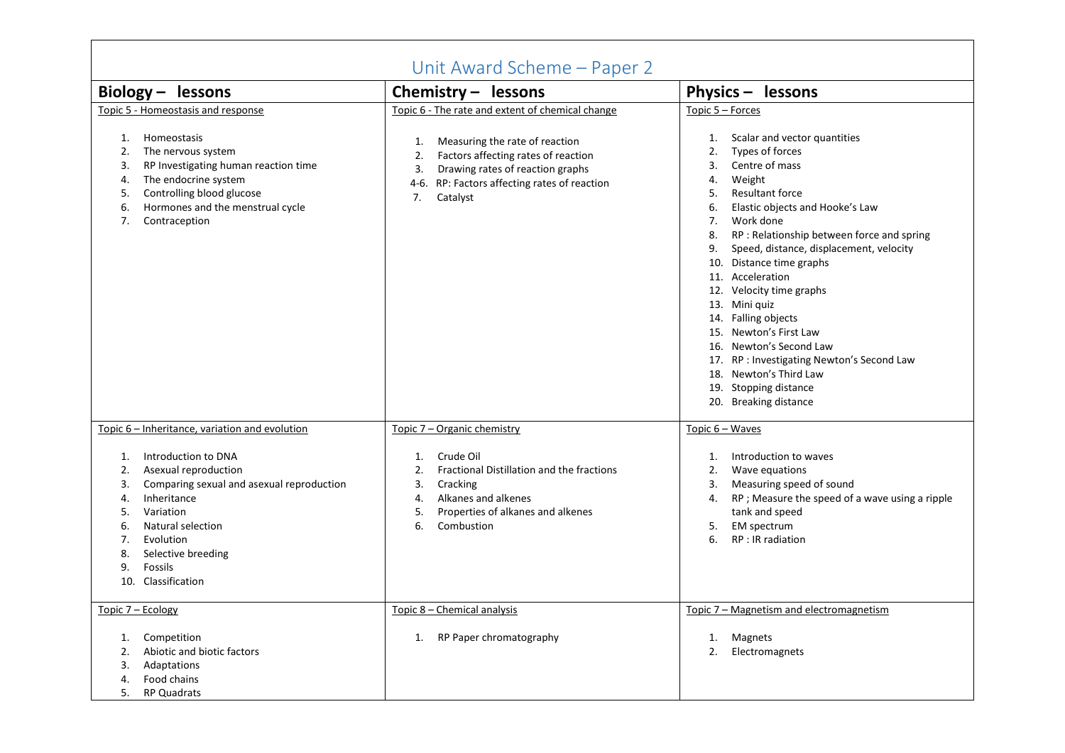# Unit Award Scheme – Paper 2

| **Biology – lessons** | **Chemistry – lessons** | **Physics – lessons** |
|---|---|---|
| Topic 5 - Homeostasis and response<br><br>1. Homeostasis<br>2. The nervous system<br>3. RP Investigating human reaction time<br>4. The endocrine system<br>5. Controlling blood glucose<br>6. Hormones and the menstrual cycle<br>7. Contraception | Topic 6 - The rate and extent of chemical change<br><br>1. Measuring the rate of reaction<br>2. Factors affecting rates of reaction<br>3. Drawing rates of reaction graphs<br>4-6. RP: Factors affecting rates of reaction<br>7. Catalyst | Topic 5 – Forces<br><br>1. Scalar and vector quantities<br>2. Types of forces<br>3. Centre of mass<br>4. Weight<br>5. Resultant force<br>6. Elastic objects and Hooke's Law<br>7. Work done<br>8. RP : Relationship between force and spring<br>9. Speed, distance, displacement, velocity<br>10. Distance time graphs<br>11. Acceleration<br>12. Velocity time graphs<br>13. Mini quiz<br>14. Falling objects<br>15. Newton's First Law<br>16. Newton's Second Law<br>17. RP : Investigating Newton's Second Law<br>18. Newton's Third Law<br>19. Stopping distance<br>20. Breaking distance |
| Topic 6 – Inheritance, variation and evolution<br><br>1. Introduction to DNA<br>2. Asexual reproduction<br>3. Comparing sexual and asexual reproduction<br>4. Inheritance<br>5. Variation<br>6. Natural selection<br>7. Evolution<br>8. Selective breeding<br>9. Fossils<br>10. Classification | Topic 7 – Organic chemistry<br><br>1. Crude Oil<br>2. Fractional Distillation and the fractions<br>3. Cracking<br>4. Alkanes and alkenes<br>5. Properties of alkanes and alkenes<br>6. Combustion | Topic 6 – Waves<br><br>1. Introduction to waves<br>2. Wave equations<br>3. Measuring speed of sound<br>4. RP ; Measure the speed of a wave using a ripple tank and speed<br>5. EM spectrum<br>6. RP : IR radiation |
| Topic 7 – Ecology<br><br>1. Competition<br>2. Abiotic and biotic factors<br>3. Adaptations<br>4. Food chains<br>5. RP Quadrats | Topic 8 – Chemical analysis<br><br>1. RP Paper chromatography | Topic 7 – Magnetism and electromagnetism<br><br>1. Magnets<br>2. Electromagnets |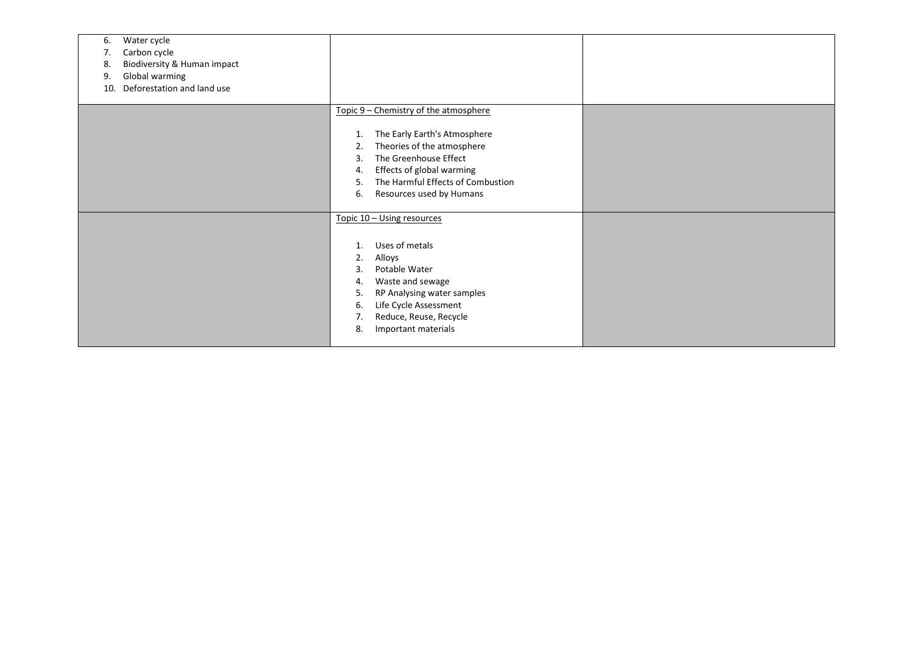| | | |
|---|---|---|
| 6. Water cycle<br>7. Carbon cycle<br>8. Biodiversity & Human impact<br>9. Global warming<br>10. Deforestation and land use | | |
| | Topic 9 – Chemistry of the atmosphere<br><br>1. The Early Earth's Atmosphere<br>2. Theories of the atmosphere<br>3. The Greenhouse Effect<br>4. Effects of global warming<br>5. The Harmful Effects of Combustion<br>6. Resources used by Humans | |
| | Topic 10 – Using resources<br><br>1. Uses of metals<br>2. Alloys<br>3. Potable Water<br>4. Waste and sewage<br>5. RP Analysing water samples<br>6. Life Cycle Assessment<br>7. Reduce, Reuse, Recycle<br>8. Important materials | |